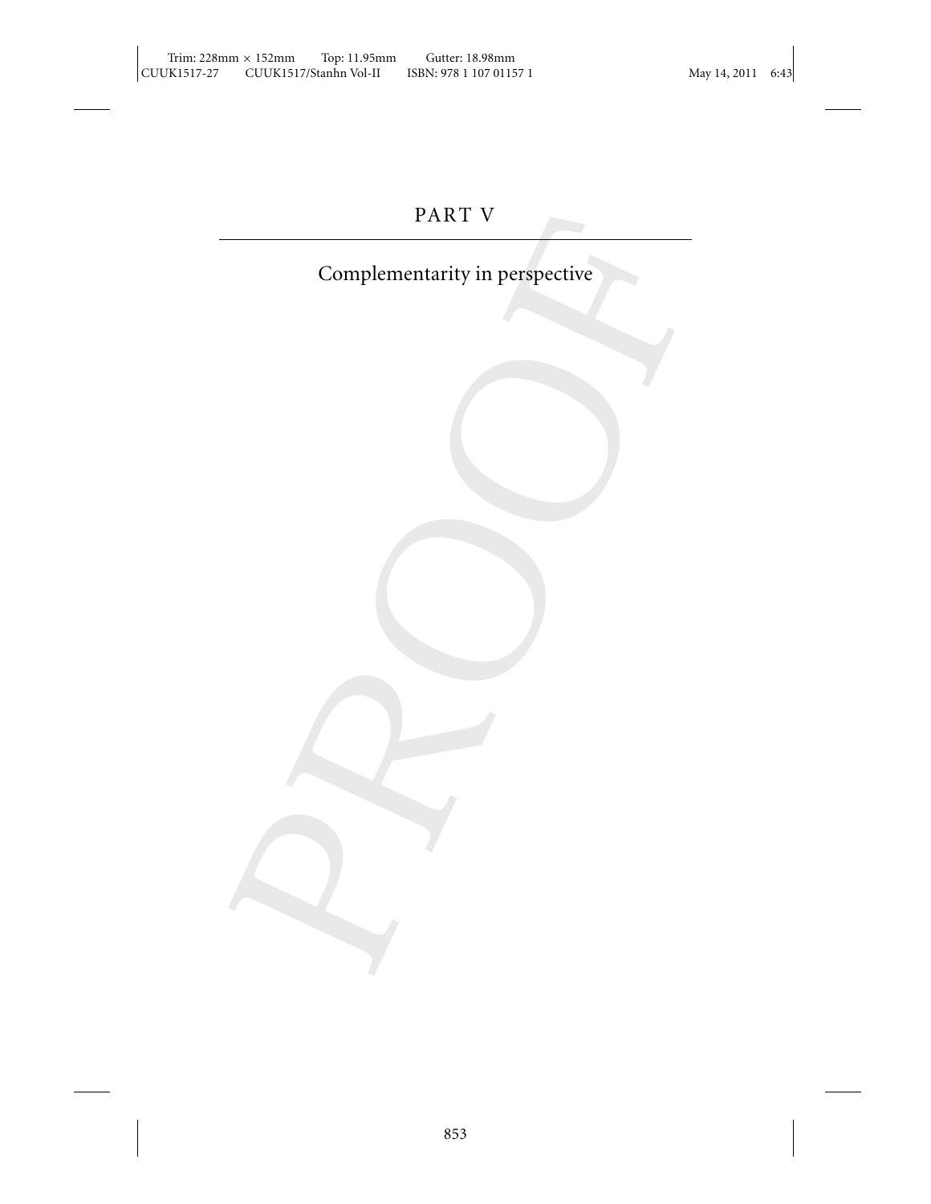# PART V

## Complementarity in perspective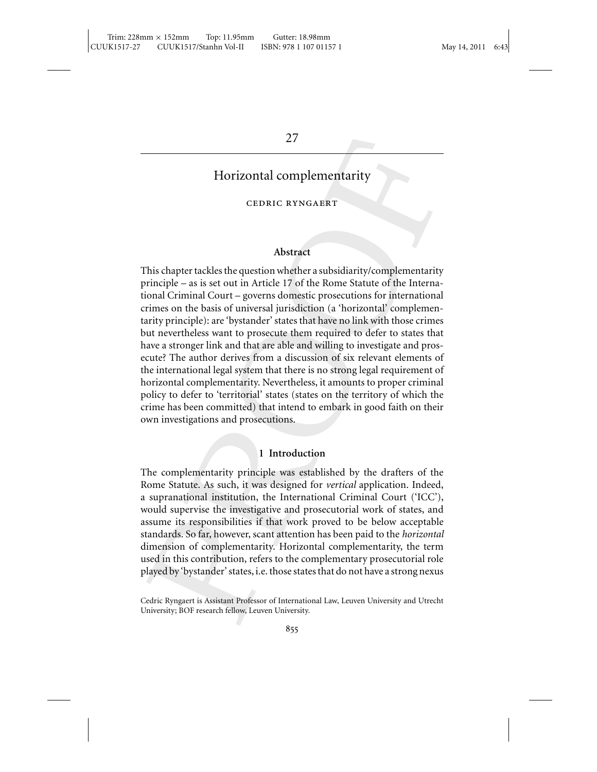# 27

## Horizontal complementarity

CEDRIC RYNGAERT

### Abstract

This chapter tackles the question whether a subsidiarity/complementarity principle – as is set out in Article 17 of the Rome Statute of the International Criminal Court – governs domestic prosecutions for international crimes on the basis of universal jurisdiction (a 'horizontal' complementarity principle): are 'bystander' states that have no link with those crimes but nevertheless want to prosecute them required to defer to states that have a stronger link and that are able and willing to investigate and prosecute? The author derives from a discussion of six relevant elements of the international legal system that there is no strong legal requirement of horizontal complementarity. Nevertheless, it amounts to proper criminal policy to defer to 'territorial' states (states on the territory of which the crime has been committed) that intend to embark in good faith on their own investigations and prosecutions.

### 1 Introduction

The complementarity principle was established by the drafters of the Rome Statute. As such, it was designed for *vertical* application. Indeed, a supranational institution, the International Criminal Court ('ICC'), would supervise the investigative and prosecutorial work of states, and assume its responsibilities if that work proved to be below acceptable standards. So far, however, scant attention has been paid to the *horizontal* dimension of complementarity. Horizontal complementarity, the term used in this contribution, refers to the complementary prosecutorial role played by 'bystander' states, i.e. those states that do not have a strong nexus

Cedric Ryngaert is Assistant Professor of International Law, Leuven University and Utrecht University; BOF research fellow, Leuven University.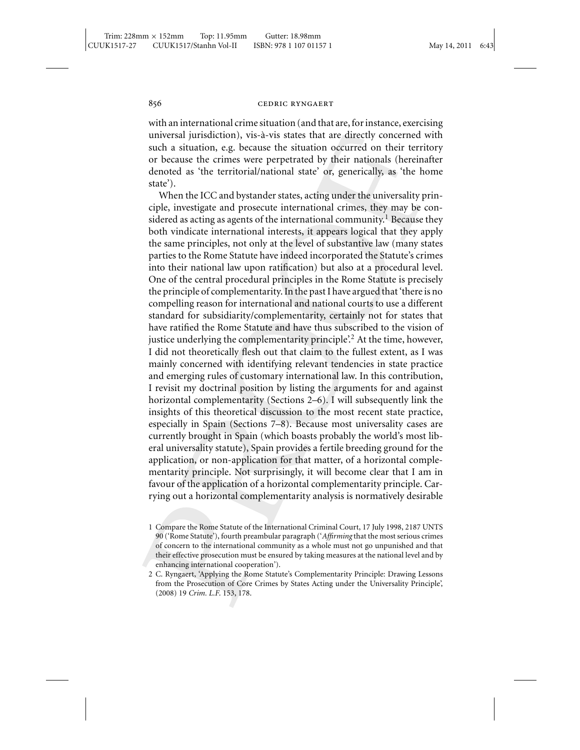with an international crime situation (and that are, for instance, exercising universal jurisdiction), vis-à-vis states that are directly concerned with such a situation, e.g. because the situation occurred on their territory or because the crimes were perpetrated by their nationals (hereinafter denoted as 'the territorial/national state' or, generically, as 'the home state').

When the ICC and bystander states, acting under the universality principle, investigate and prosecute international crimes, they may be considered as acting as agents of the international community.[1] Because they both vindicate international interests, it appears logical that they apply the same principles, not only at the level of substantive law (many states parties to the Rome Statute have indeed incorporated the Statute's crimes into their national law upon ratification) but also at a procedural level. One of the central procedural principles in the Rome Statute is precisely the principle of complementarity. In the past I have argued that 'there is no compelling reason for international and national courts to use a different standard for subsidiarity/complementarity, certainly not for states that have ratified the Rome Statute and have thus subscribed to the vision of justice underlying the complementarity principle'.[2] At the time, however, I did not theoretically flesh out that claim to the fullest extent, as I was mainly concerned with identifying relevant tendencies in state practice and emerging rules of customary international law. In this contribution, I revisit my doctrinal position by listing the arguments for and against horizontal complementarity (Sections 2–6). I will subsequently link the insights of this theoretical discussion to the most recent state practice, especially in Spain (Sections 7–8). Because most universality cases are currently brought in Spain (which boasts probably the world's most liberal universality statute), Spain provides a fertile breeding ground for the application, or non-application for that matter, of a horizontal complementarity principle. Not surprisingly, it will become clear that I am in favour of the application of a horizontal complementarity principle. Carrying out a horizontal complementarity analysis is normatively desirable

1 Compare the Rome Statute of the International Criminal Court, 17 July 1998, 2187 UNTS 90 ('Rome Statute'), fourth preambular paragraph ('*Affirming* that the most serious crimes of concern to the international community as a whole must not go unpunished and that their effective prosecution must be ensured by taking measures at the national level and by enhancing international cooperation').

2 C. Ryngaert, 'Applying the Rome Statute's Complementarity Principle: Drawing Lessons from the Prosecution of Core Crimes by States Acting under the Universality Principle', (2008) 19 *Crim. L.F.* 153, 178.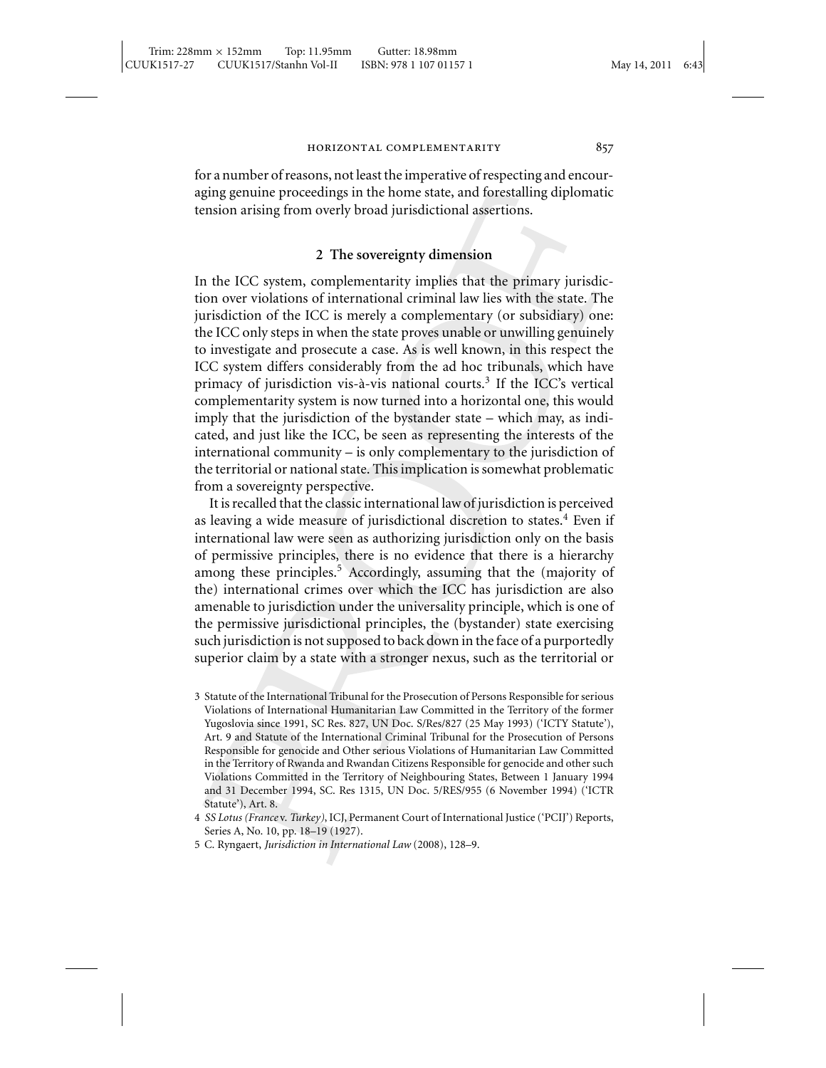for a number of reasons, not least the imperative of respecting and encouraging genuine proceedings in the home state, and forestalling diplomatic tension arising from overly broad jurisdictional assertions.

## 2 The sovereignty dimension

In the ICC system, complementarity implies that the primary jurisdiction over violations of international criminal law lies with the state. The jurisdiction of the ICC is merely a complementary (or subsidiary) one: the ICC only steps in when the state proves unable or unwilling genuinely to investigate and prosecute a case. As is well known, in this respect the ICC system differs considerably from the ad hoc tribunals, which have primacy of jurisdiction vis-à-vis national courts.[3] If the ICC's vertical complementarity system is now turned into a horizontal one, this would imply that the jurisdiction of the bystander state – which may, as indicated, and just like the ICC, be seen as representing the interests of the international community – is only complementary to the jurisdiction of the territorial or national state. This implication is somewhat problematic from a sovereignty perspective.

It is recalled that the classic international law of jurisdiction is perceived as leaving a wide measure of jurisdictional discretion to states.[4] Even if international law were seen as authorizing jurisdiction only on the basis of permissive principles, there is no evidence that there is a hierarchy among these principles.[5] Accordingly, assuming that the (majority of the) international crimes over which the ICC has jurisdiction are also amenable to jurisdiction under the universality principle, which is one of the permissive jurisdictional principles, the (bystander) state exercising such jurisdiction is not supposed to back down in the face of a purportedly superior claim by a state with a stronger nexus, such as the territorial or

---

3 Statute of the International Tribunal for the Prosecution of Persons Responsible for serious Violations of International Humanitarian Law Committed in the Territory of the former Yugoslavia since 1991, SC Res. 827, UN Doc. S/Res/827 (25 May 1993) ('ICTY Statute'), Art. 9 and Statute of the International Criminal Tribunal for the Prosecution of Persons Responsible for genocide and Other serious Violations of Humanitarian Law Committed in the Territory of Rwanda and Rwandan Citizens Responsible for genocide and other such Violations Commited in the Territory of Neighbouring States, Between 1 January 1994 and 31 December 1994, SC. Res 1315, UN Doc. 5/RES/955 (6 November 1994) ('ICTR Statute'), Art. 8.

4 *SS Lotus (France* v. *Turkey)*, ICJ, Permanent Court of International Justice ('PCIJ') Reports, Series A, No. 10, pp. 18–19 (1927).

5 C. Ryngaert, *Jurisdiction in International Law* (2008), 128–9.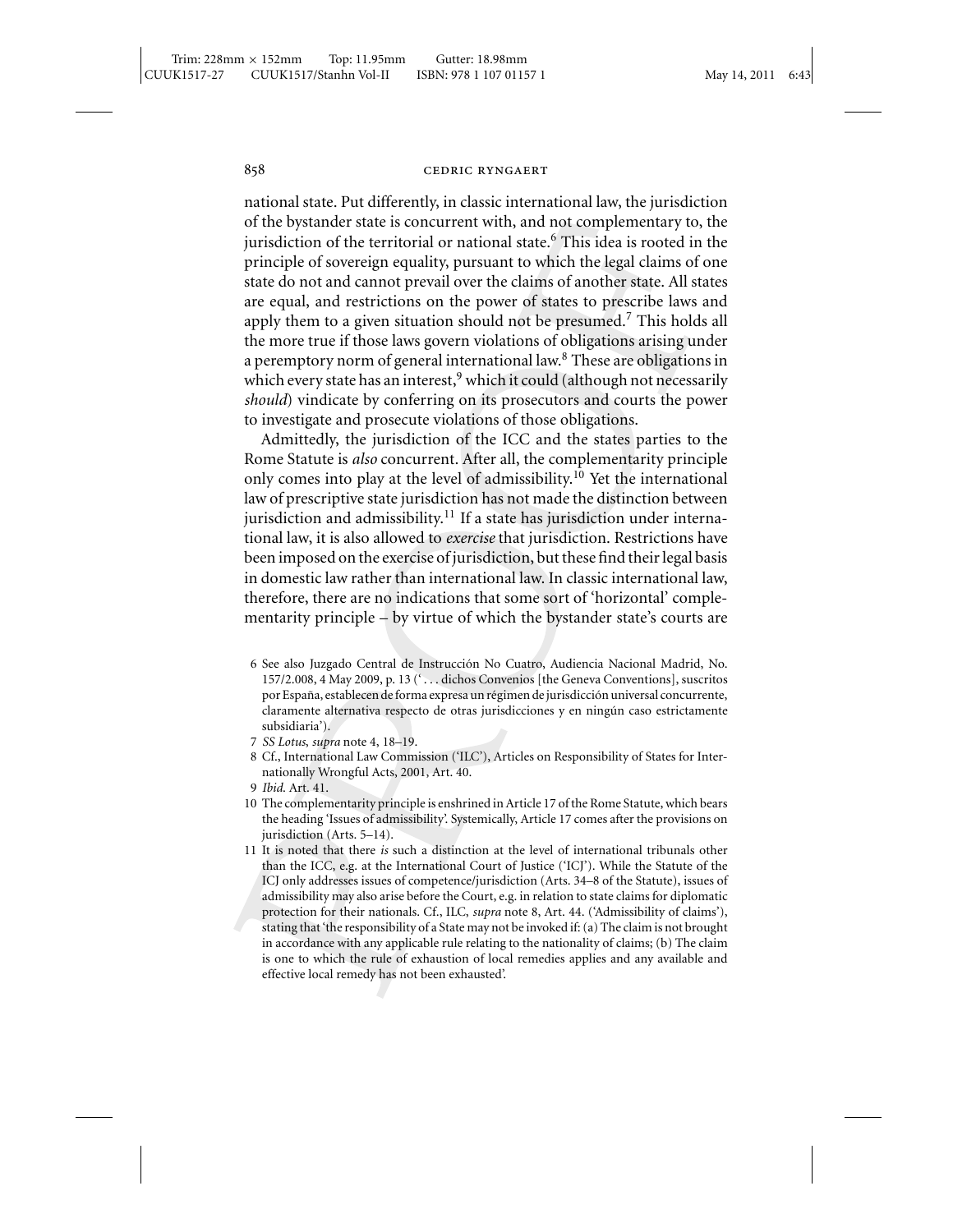national state. Put differently, in classic international law, the jurisdiction of the bystander state is concurrent with, and not complementary to, the jurisdiction of the territorial or national state.[6] This idea is rooted in the principle of sovereign equality, pursuant to which the legal claims of one state do not and cannot prevail over the claims of another state. All states are equal, and restrictions on the power of states to prescribe laws and apply them to a given situation should not be presumed.[7] This holds all the more true if those laws govern violations of obligations arising under a peremptory norm of general international law.[8] These are obligations in which every state has an interest,[9] which it could (although not necessarily *should*) vindicate by conferring on its prosecutors and courts the power to investigate and prosecute violations of those obligations.

Admittedly, the jurisdiction of the ICC and the states parties to the Rome Statute is *also* concurrent. After all, the complementarity principle only comes into play at the level of admissibility.[10] Yet the international law of prescriptive state jurisdiction has not made the distinction between jurisdiction and admissibility.[11] If a state has jurisdiction under international law, it is also allowed to *exercise* that jurisdiction. Restrictions have been imposed on the exercise of jurisdiction, but these find their legal basis in domestic law rather than international law. In classic international law, therefore, there are no indications that some sort of 'horizontal' complementarity principle – by virtue of which the bystander state's courts are

6 See also Juzgado Central de Instrucción No Cuatro, Audiencia Nacional Madrid, No. 157/2.008, 4 May 2009, p. 13 ('. . . dichos Convenios [the Geneva Conventions], suscritos por España, establecen de forma expresa un régimen de jurisdicción universal concurrente, claramente alternativa respecto de otras jurisdicciones y en ningún caso estrictamente subsidiaria').

7 *SS Lotus*, *supra* note 4, 18–19.

8 Cf., International Law Commission ('ILC'), Articles on Responsibility of States for Internationally Wrongful Acts, 2001, Art. 40.

9 *Ibid.* Art. 41.

10 The complementarity principle is enshrined in Article 17 of the Rome Statute, which bears the heading 'Issues of admissibility'. Systemically, Article 17 comes after the provisions on jurisdiction (Arts. 5–14).

11 It is noted that there *is* such a distinction at the level of international tribunals other than the ICC, e.g. at the International Court of Justice ('ICJ'). While the Statute of the ICJ only addresses issues of competence/jurisdiction (Arts. 34–8 of the Statute), issues of admissibility may also arise before the Court, e.g. in relation to state claims for diplomatic protection for their nationals. Cf., ILC, *supra* note 8, Art. 44. ('Admissibility of claims'), stating that 'the responsibility of a State may not be invoked if: (a) The claim is not brought in accordance with any applicable rule relating to the nationality of claims; (b) The claim is one to which the rule of exhaustion of local remedies applies and any available and effective local remedy has not been exhausted'.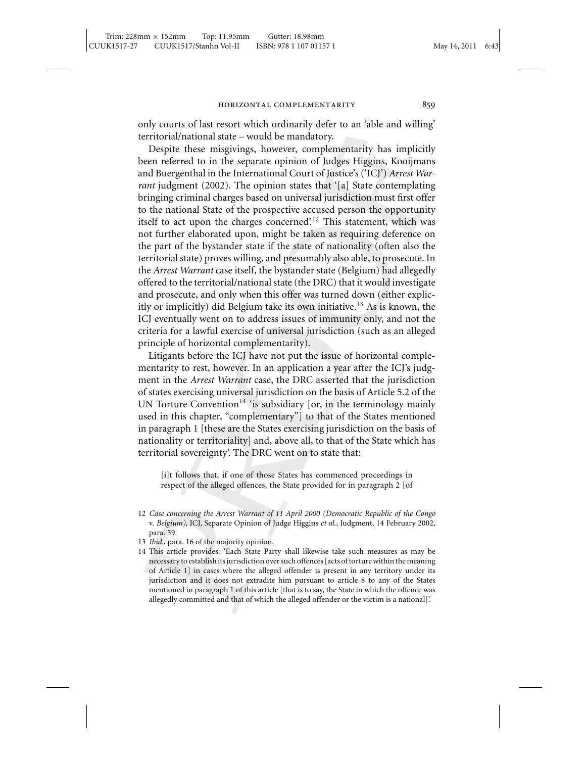only courts of last resort which ordinarily defer to an 'able and willing' territorial/national state – would be mandatory.

Despite these misgivings, however, complementarity has implicitly been referred to in the separate opinion of Judges Higgins, Kooijmans and Buergenthal in the International Court of Justice's ('ICJ') *Arrest Warrant* judgment (2002). The opinion states that '[a] State contemplating bringing criminal charges based on universal jurisdiction must first offer to the national State of the prospective accused person the opportunity itself to act upon the charges concerned'.[12] This statement, which was not further elaborated upon, might be taken as requiring deference on the part of the bystander state if the state of nationality (often also the territorial state) proves willing, and presumably also able, to prosecute. In the *Arrest Warrant* case itself, the bystander state (Belgium) had allegedly offered to the territorial/national state (the DRC) that it would investigate and prosecute, and only when this offer was turned down (either explicitly or implicitly) did Belgium take its own initiative.[13] As is known, the ICJ eventually went on to address issues of immunity only, and not the criteria for a lawful exercise of universal jurisdiction (such as an alleged principle of horizontal complementarity).

Litigants before the ICJ have not put the issue of horizontal complementarity to rest, however. In an application a year after the ICJ's judgment in the *Arrest Warrant* case, the DRC asserted that the jurisdiction of states exercising universal jurisdiction on the basis of Article 5.2 of the UN Torture Convention[14] 'is subsidiary [or, in the terminology mainly used in this chapter, "complementary"] to that of the States mentioned in paragraph 1 [these are the States exercising jurisdiction on the basis of nationality or territoriality] and, above all, to that of the State which has territorial sovereignty'. The DRC went on to state that:

> [i]t follows that, if one of those States has commenced proceedings in respect of the alleged offences, the State provided for in paragraph 2 [of

12 *Case concerning the Arrest Warrant of 11 April 2000 (Democratic Republic of the Congo* v. *Belgium)*, ICJ, Separate Opinion of Judge Higgins *et al.*, Judgment, 14 February 2002, para. 59.

13 *Ibid.*, para. 16 of the majority opinion.

14 This article provides: 'Each State Party shall likewise take such measures as may be necessary to establish its jurisdiction over such offences [acts of torture within the meaning of Article 1] in cases where the alleged offender is present in any territory under its jurisdiction and it does not extradite him pursuant to article 8 to any of the States mentioned in paragraph 1 of this article [that is to say, the State in which the offence was allegedly committed and that of which the alleged offender or the victim is a national]'.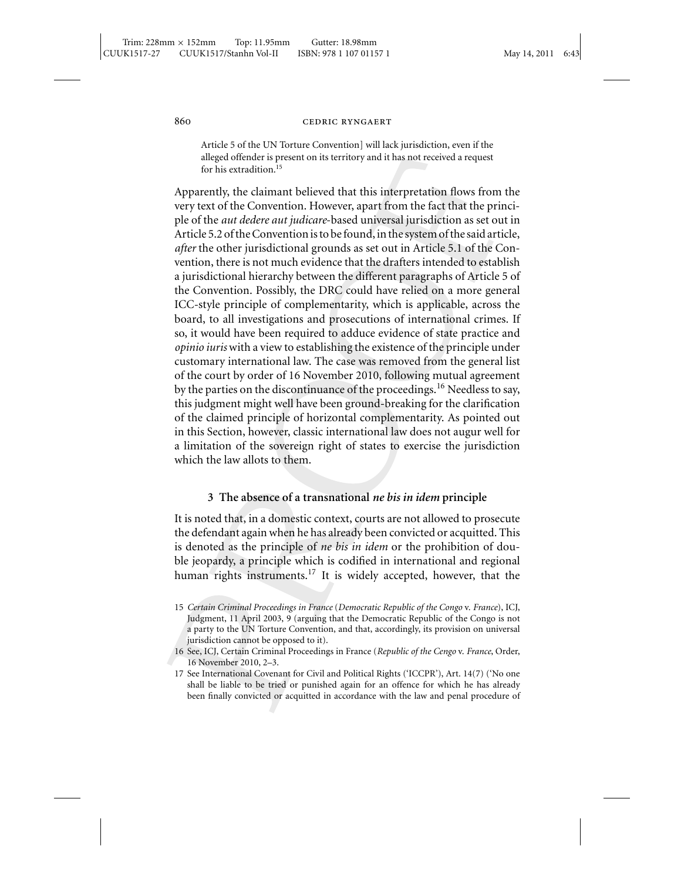Article 5 of the UN Torture Convention] will lack jurisdiction, even if the alleged offender is present on its territory and it has not received a request for his extradition.[15]

Apparently, the claimant believed that this interpretation flows from the very text of the Convention. However, apart from the fact that the principle of the *aut dedere aut judicare*-based universal jurisdiction as set out in Article 5.2 of the Convention is to be found, in the system of the said article, *after* the other jurisdictional grounds as set out in Article 5.1 of the Convention, there is not much evidence that the drafters intended to establish a jurisdictional hierarchy between the different paragraphs of Article 5 of the Convention. Possibly, the DRC could have relied on a more general ICC-style principle of complementarity, which is applicable, across the board, to all investigations and prosecutions of international crimes. If so, it would have been required to adduce evidence of state practice and *opinio iuris* with a view to establishing the existence of the principle under customary international law. The case was removed from the general list of the court by order of 16 November 2010, following mutual agreement by the parties on the discontinuance of the proceedings.[16] Needless to say, this judgment might well have been ground-breaking for the clarification of the claimed principle of horizontal complementarity. As pointed out in this Section, however, classic international law does not augur well for a limitation of the sovereign right of states to exercise the jurisdiction which the law allots to them.

### 3 The absence of a transnational *ne bis in idem* principle

It is noted that, in a domestic context, courts are not allowed to prosecute the defendant again when he has already been convicted or acquitted. This is denoted as the principle of *ne bis in idem* or the prohibition of double jeopardy, a principle which is codified in international and regional human rights instruments.[17] It is widely accepted, however, that the

15 *Certain Criminal Proceedings in France* (*Democratic Republic of the Congo* v. *France*), ICJ, Judgment, 11 April 2003, 9 (arguing that the Democratic Republic of the Congo is not a party to the UN Torture Convention, and that, accordingly, its provision on universal jurisdiction cannot be opposed to it).

16 See, ICJ, Certain Criminal Proceedings in France (*Republic of the Cengo* v. *France*, Order, 16 November 2010, 2–3.

17 See International Covenant for Civil and Political Rights ('ICCPR'), Art. 14(7) ('No one shall be liable to be tried or punished again for an offence for which he has already been finally convicted or acquitted in accordance with the law and penal procedure of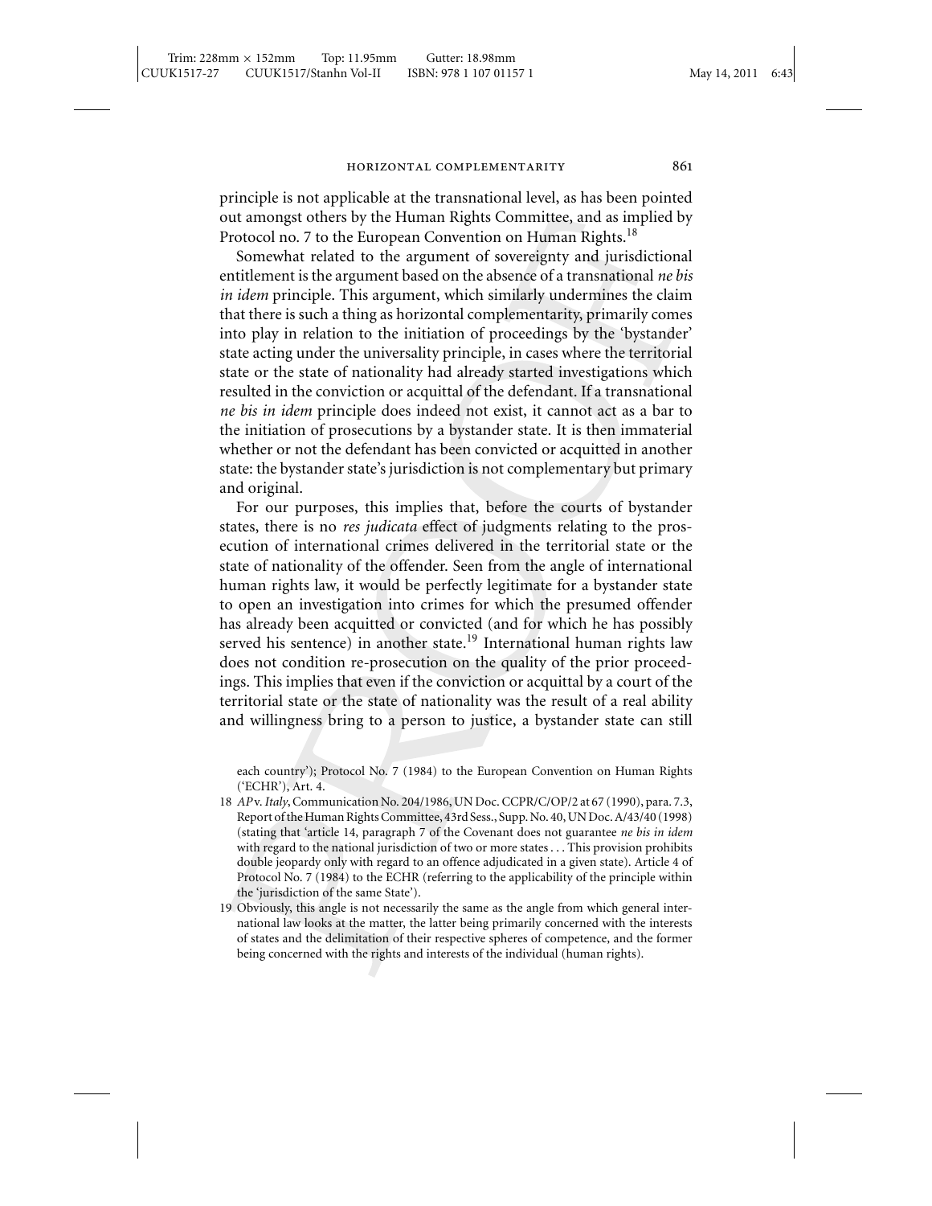principle is not applicable at the transnational level, as has been pointed out amongst others by the Human Rights Committee, and as implied by Protocol no. 7 to the European Convention on Human Rights.[18]

Somewhat related to the argument of sovereignty and jurisdictional entitlement is the argument based on the absence of a transnational *ne bis in idem* principle. This argument, which similarly undermines the claim that there is such a thing as horizontal complementarity, primarily comes into play in relation to the initiation of proceedings by the 'bystander' state acting under the universality principle, in cases where the territorial state or the state of nationality had already started investigations which resulted in the conviction or acquittal of the defendant. If a transnational *ne bis in idem* principle does indeed not exist, it cannot act as a bar to the initiation of prosecutions by a bystander state. It is then immaterial whether or not the defendant has been convicted or acquitted in another state: the bystander state's jurisdiction is not complementary but primary and original.

For our purposes, this implies that, before the courts of bystander states, there is no *res judicata* effect of judgments relating to the prosecution of international crimes delivered in the territorial state or the state of nationality of the offender. Seen from the angle of international human rights law, it would be perfectly legitimate for a bystander state to open an investigation into crimes for which the presumed offender has already been acquitted or convicted (and for which he has possibly served his sentence) in another state.[19] International human rights law does not condition re-prosecution on the quality of the prior proceedings. This implies that even if the conviction or acquittal by a court of the territorial state or the state of nationality was the result of a real ability and willingness bring to a person to justice, a bystander state can still

---

each country'); Protocol No. 7 (1984) to the European Convention on Human Rights ('ECHR'), Art. 4.

18 *AP* v. *Italy*, Communication No. 204/1986, UN Doc. CCPR/C/OP/2 at 67 (1990), para. 7.3, Report of the Human Rights Committee, 43rd Sess., Supp. No. 40, UN Doc. A/43/40 (1998) (stating that 'article 14, paragraph 7 of the Covenant does not guarantee *ne bis in idem* with regard to the national jurisdiction of two or more states . . . This provision prohibits double jeopardy only with regard to an offence adjudicated in a given state). Article 4 of Protocol No. 7 (1984) to the ECHR (referring to the applicability of the principle within the 'jurisdiction of the same State').

19 Obviously, this angle is not necessarily the same as the angle from which general international law looks at the matter, the latter being primarily concerned with the interests of states and the delimitation of their respective spheres of competence, and the former being concerned with the rights and interests of the individual (human rights).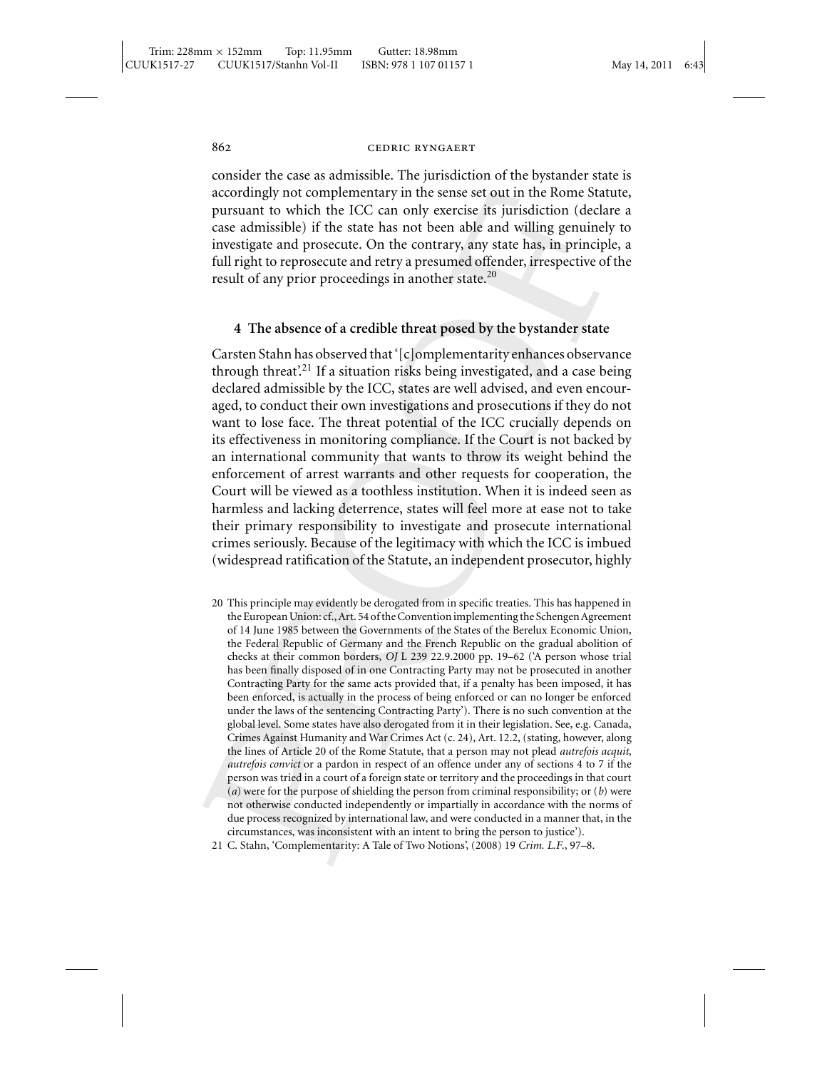consider the case as admissible. The jurisdiction of the bystander state is accordingly not complementary in the sense set out in the Rome Statute, pursuant to which the ICC can only exercise its jurisdiction (declare a case admissible) if the state has not been able and willing genuinely to investigate and prosecute. On the contrary, any state has, in principle, a full right to reprosecute and retry a presumed offender, irrespective of the result of any prior proceedings in another state.[20]

## 4 The absence of a credible threat posed by the bystander state

Carsten Stahn has observed that '[c]omplementarity enhances observance through threat'.[21] If a situation risks being investigated, and a case being declared admissible by the ICC, states are well advised, and even encouraged, to conduct their own investigations and prosecutions if they do not want to lose face. The threat potential of the ICC crucially depends on its effectiveness in monitoring compliance. If the Court is not backed by an international community that wants to throw its weight behind the enforcement of arrest warrants and other requests for cooperation, the Court will be viewed as a toothless institution. When it is indeed seen as harmless and lacking deterrence, states will feel more at ease not to take their primary responsibility to investigate and prosecute international crimes seriously. Because of the legitimacy with which the ICC is imbued (widespread ratification of the Statute, an independent prosecutor, highly

---

20 This principle may evidently be derogated from in specific treaties. This has happened in the European Union: cf., Art. 54 of the Convention implementing the Schengen Agreement of 14 June 1985 between the Governments of the States of the Berelux Economic Union, the Federal Republic of Germany and the French Republic on the gradual abolition of checks at their common borders, *OJ* L 239 22.9.2000 pp. 19–62 ('A person whose trial has been finally disposed of in one Contracting Party may not be prosecuted in another Contracting Party for the same acts provided that, if a penalty has been imposed, it has been enforced, is actually in the process of being enforced or can no longer be enforced under the laws of the sentencing Contracting Party'). There is no such convention at the global level. Some states have also derogated from it in their legislation. See, e.g. Canada, Crimes Against Humanity and War Crimes Act (c. 24), Art. 12.2, (stating, however, along the lines of Article 20 of the Rome Statute, that a person may not plead *autrefois acquit*, *autrefois convict* or a pardon in respect of an offence under any of sections 4 to 7 if the person was tried in a court of a foreign state or territory and the proceedings in that court (*a*) were for the purpose of shielding the person from criminal responsibility; or (*b*) were not otherwise conducted independently or impartially in accordance with the norms of due process recognized by international law, and were conducted in a manner that, in the circumstances, was inconsistent with an intent to bring the person to justice').

21 C. Stahn, 'Complementarity: A Tale of Two Notions', (2008) 19 *Crim. L.F.*, 97–8.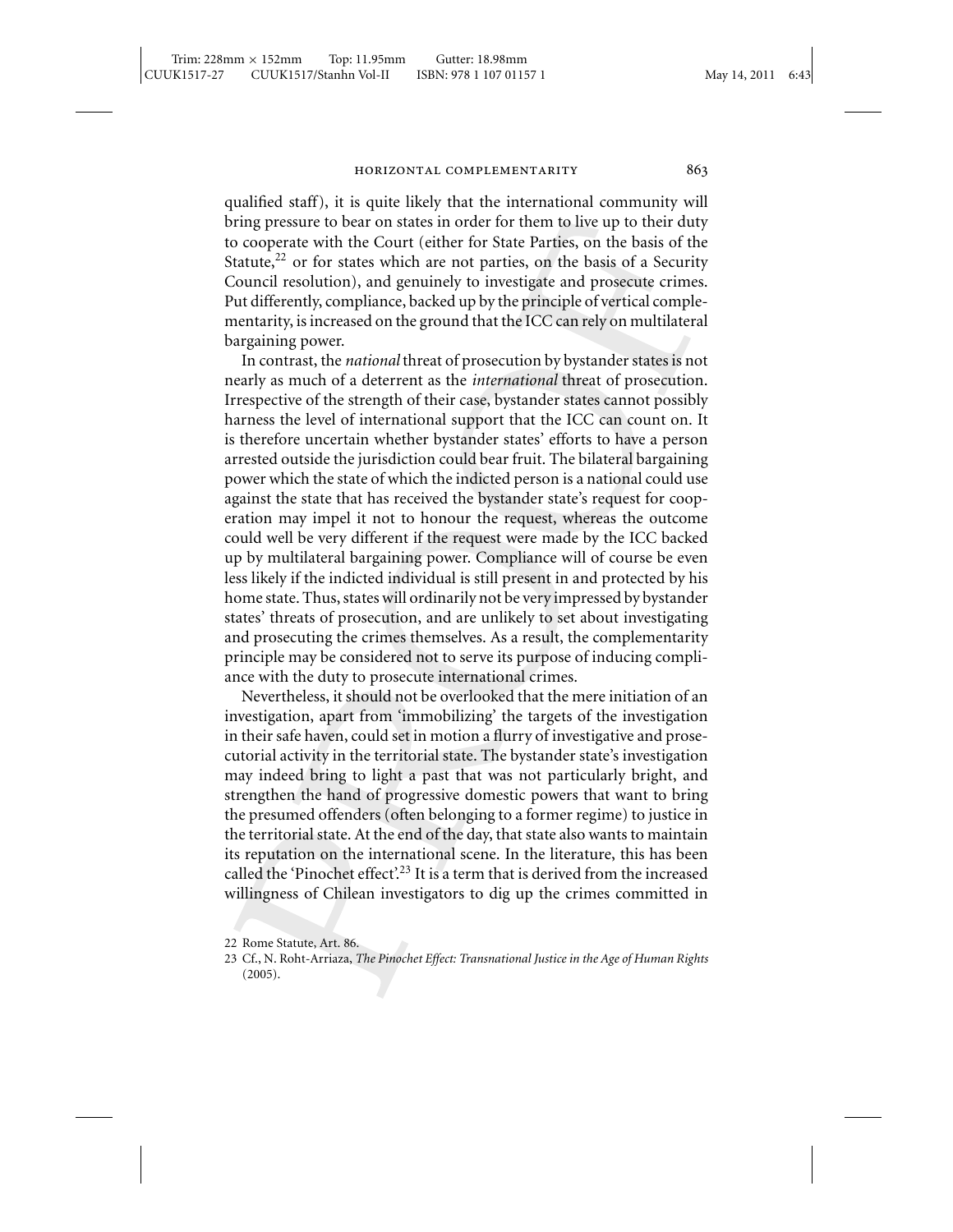qualified staff), it is quite likely that the international community will bring pressure to bear on states in order for them to live up to their duty to cooperate with the Court (either for State Parties, on the basis of the Statute,[22] or for states which are not parties, on the basis of a Security Council resolution), and genuinely to investigate and prosecute crimes. Put differently, compliance, backed up by the principle of vertical complementarity, is increased on the ground that the ICC can rely on multilateral bargaining power.

In contrast, the *national* threat of prosecution by bystander states is not nearly as much of a deterrent as the *international* threat of prosecution. Irrespective of the strength of their case, bystander states cannot possibly harness the level of international support that the ICC can count on. It is therefore uncertain whether bystander states' efforts to have a person arrested outside the jurisdiction could bear fruit. The bilateral bargaining power which the state of which the indicted person is a national could use against the state that has received the bystander state's request for cooperation may impel it not to honour the request, whereas the outcome could well be very different if the request were made by the ICC backed up by multilateral bargaining power. Compliance will of course be even less likely if the indicted individual is still present in and protected by his home state. Thus, states will ordinarily not be very impressed by bystander states' threats of prosecution, and are unlikely to set about investigating and prosecuting the crimes themselves. As a result, the complementarity principle may be considered not to serve its purpose of inducing compliance with the duty to prosecute international crimes.

Nevertheless, it should not be overlooked that the mere initiation of an investigation, apart from 'immobilizing' the targets of the investigation in their safe haven, could set in motion a flurry of investigative and prosecutorial activity in the territorial state. The bystander state's investigation may indeed bring to light a past that was not particularly bright, and strengthen the hand of progressive domestic powers that want to bring the presumed offenders (often belonging to a former regime) to justice in the territorial state. At the end of the day, that state also wants to maintain its reputation on the international scene. In the literature, this has been called the 'Pinochet effect'.[23] It is a term that is derived from the increased willingness of Chilean investigators to dig up the crimes committed in

22 Rome Statute, Art. 86.

23 Cf., N. Roht-Arriaza, *The Pinochet Effect: Transnational Justice in the Age of Human Rights* (2005).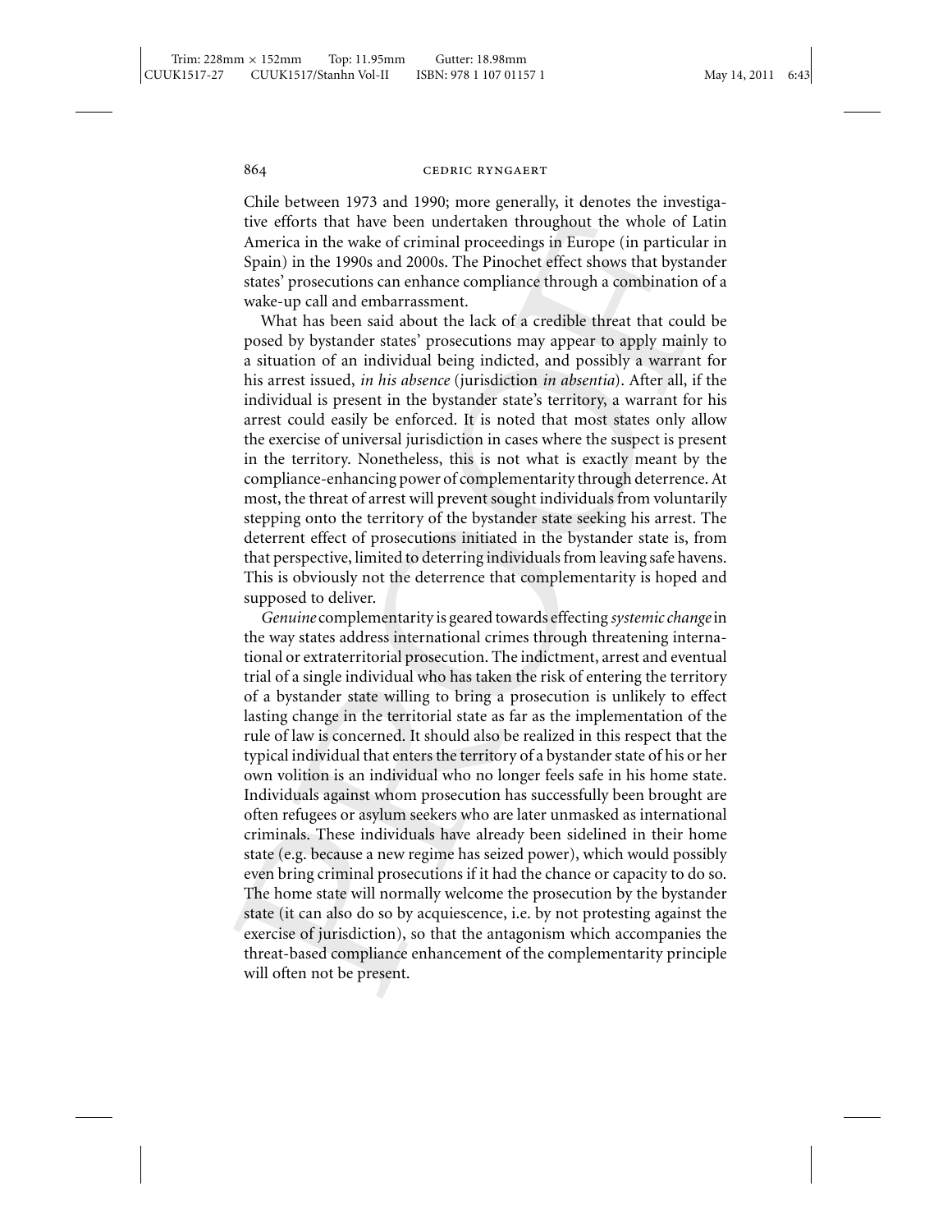Chile between 1973 and 1990; more generally, it denotes the investigative efforts that have been undertaken throughout the whole of Latin America in the wake of criminal proceedings in Europe (in particular in Spain) in the 1990s and 2000s. The Pinochet effect shows that bystander states' prosecutions can enhance compliance through a combination of a wake-up call and embarrassment.

What has been said about the lack of a credible threat that could be posed by bystander states' prosecutions may appear to apply mainly to a situation of an individual being indicted, and possibly a warrant for his arrest issued, *in his absence* (jurisdiction *in absentia*). After all, if the individual is present in the bystander state's territory, a warrant for his arrest could easily be enforced. It is noted that most states only allow the exercise of universal jurisdiction in cases where the suspect is present in the territory. Nonetheless, this is not what is exactly meant by the compliance-enhancing power of complementarity through deterrence. At most, the threat of arrest will prevent sought individuals from voluntarily stepping onto the territory of the bystander state seeking his arrest. The deterrent effect of prosecutions initiated in the bystander state is, from that perspective, limited to deterring individuals from leaving safe havens. This is obviously not the deterrence that complementarity is hoped and supposed to deliver.

*Genuine* complementarity is geared towards effecting *systemic change* in the way states address international crimes through threatening international or extraterritorial prosecution. The indictment, arrest and eventual trial of a single individual who has taken the risk of entering the territory of a bystander state willing to bring a prosecution is unlikely to effect lasting change in the territorial state as far as the implementation of the rule of law is concerned. It should also be realized in this respect that the typical individual that enters the territory of a bystander state of his or her own volition is an individual who no longer feels safe in his home state. Individuals against whom prosecution has successfully been brought are often refugees or asylum seekers who are later unmasked as international criminals. These individuals have already been sidelined in their home state (e.g. because a new regime has seized power), which would possibly even bring criminal prosecutions if it had the chance or capacity to do so. The home state will normally welcome the prosecution by the bystander state (it can also do so by acquiescence, i.e. by not protesting against the exercise of jurisdiction), so that the antagonism which accompanies the threat-based compliance enhancement of the complementarity principle will often not be present.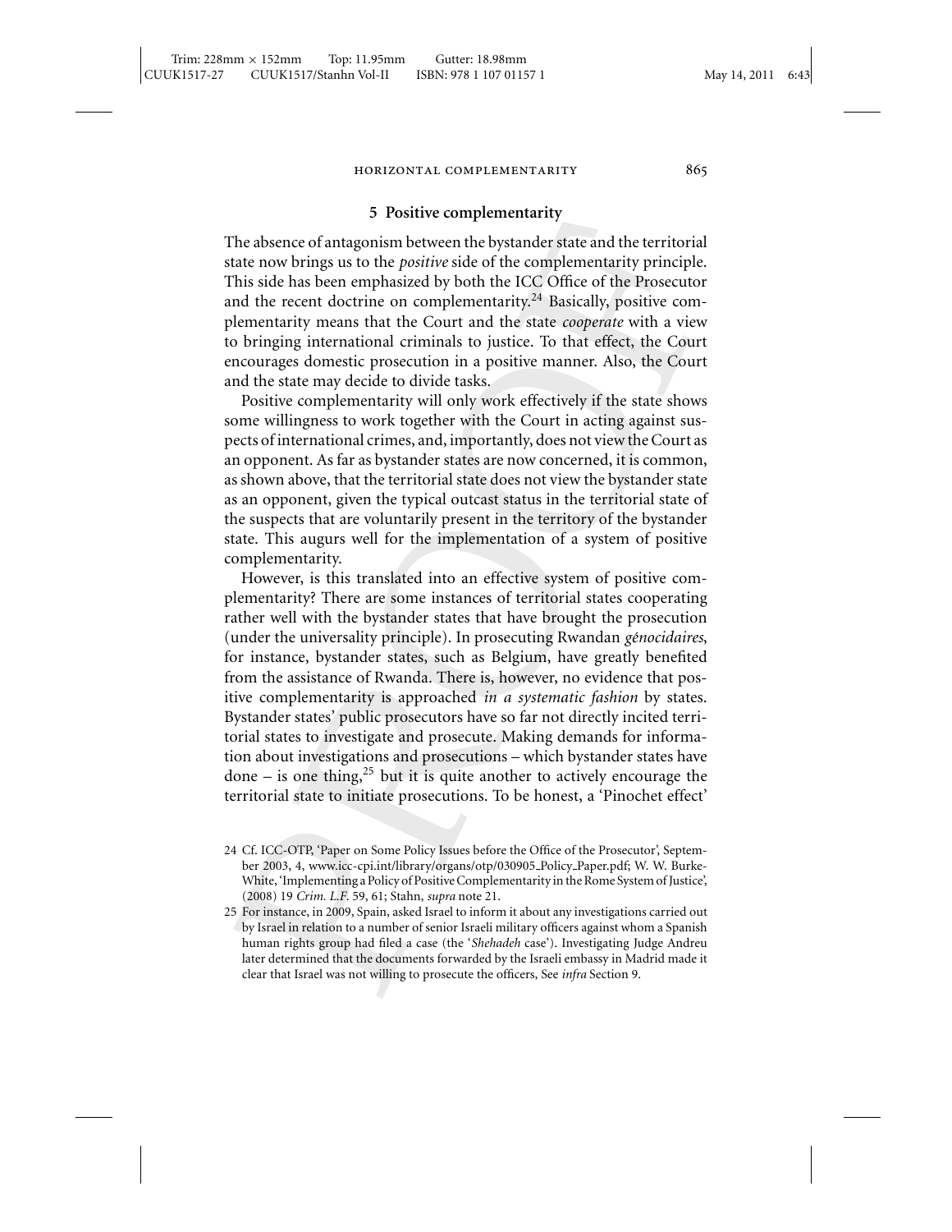## 5 Positive complementarity

The absence of antagonism between the bystander state and the territorial state now brings us to the *positive* side of the complementarity principle. This side has been emphasized by both the ICC Office of the Prosecutor and the recent doctrine on complementarity.[24] Basically, positive complementarity means that the Court and the state *cooperate* with a view to bringing international criminals to justice. To that effect, the Court encourages domestic prosecution in a positive manner. Also, the Court and the state may decide to divide tasks.

Positive complementarity will only work effectively if the state shows some willingness to work together with the Court in acting against suspects of international crimes, and, importantly, does not view the Court as an opponent. As far as bystander states are now concerned, it is common, as shown above, that the territorial state does not view the bystander state as an opponent, given the typical outcast status in the territorial state of the suspects that are voluntarily present in the territory of the bystander state. This augurs well for the implementation of a system of positive complementarity.

However, is this translated into an effective system of positive complementarity? There are some instances of territorial states cooperating rather well with the bystander states that have brought the prosecution (under the universality principle). In prosecuting Rwandan *génocidaires*, for instance, bystander states, such as Belgium, have greatly benefited from the assistance of Rwanda. There is, however, no evidence that positive complementarity is approached *in a systematic fashion* by states. Bystander states' public prosecutors have so far not directly incited territorial states to investigate and prosecute. Making demands for information about investigations and prosecutions – which bystander states have done – is one thing,[25] but it is quite another to actively encourage the territorial state to initiate prosecutions. To be honest, a 'Pinochet effect'

---

24 Cf. ICC-OTP, 'Paper on Some Policy Issues before the Office of the Prosecutor', September 2003, 4, www.icc-cpi.int/library/organs/otp/030905_Policy_Paper.pdf; W. W. Burke-White, 'Implementing a Policy of Positive Complementarity in the Rome System of Justice', (2008) 19 *Crim. L.F.* 59, 61; Stahn, *supra* note 21.

25 For instance, in 2009, Spain, asked Israel to inform it about any investigations carried out by Israel in relation to a number of senior Israeli military officers against whom a Spanish human rights group had filed a case (the '*Shehadeh* case'). Investigating Judge Andreu later determined that the documents forwarded by the Israeli embassy in Madrid made it clear that Israel was not willing to prosecute the officers, See *infra* Section 9.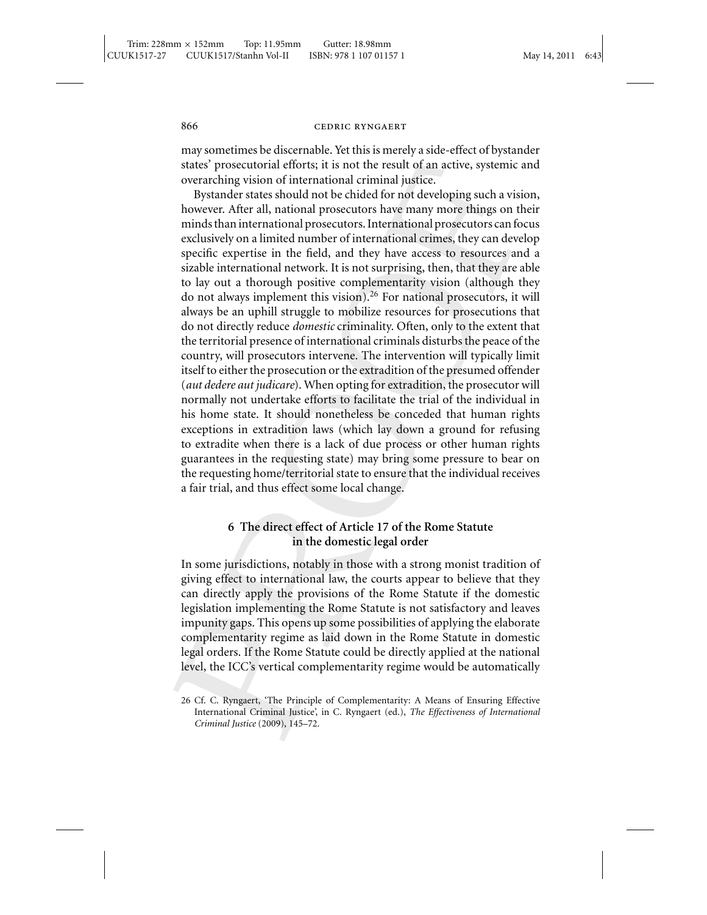may sometimes be discernable. Yet this is merely a side-effect of bystander states' prosecutorial efforts; it is not the result of an active, systemic and overarching vision of international criminal justice.

Bystander states should not be chided for not developing such a vision, however. After all, national prosecutors have many more things on their minds than international prosecutors. International prosecutors can focus exclusively on a limited number of international crimes, they can develop specific expertise in the field, and they have access to resources and a sizable international network. It is not surprising, then, that they are able to lay out a thorough positive complementarity vision (although they do not always implement this vision).[26] For national prosecutors, it will always be an uphill struggle to mobilize resources for prosecutions that do not directly reduce *domestic* criminality. Often, only to the extent that the territorial presence of international criminals disturbs the peace of the country, will prosecutors intervene. The intervention will typically limit itself to either the prosecution or the extradition of the presumed offender (*aut dedere aut judicare*). When opting for extradition, the prosecutor will normally not undertake efforts to facilitate the trial of the individual in his home state. It should nonetheless be conceded that human rights exceptions in extradition laws (which lay down a ground for refusing to extradite when there is a lack of due process or other human rights guarantees in the requesting state) may bring some pressure to bear on the requesting home/territorial state to ensure that the individual receives a fair trial, and thus effect some local change.

## 6 The direct effect of Article 17 of the Rome Statute in the domestic legal order

In some jurisdictions, notably in those with a strong monist tradition of giving effect to international law, the courts appear to believe that they can directly apply the provisions of the Rome Statute if the domestic legislation implementing the Rome Statute is not satisfactory and leaves impunity gaps. This opens up some possibilities of applying the elaborate complementarity regime as laid down in the Rome Statute in domestic legal orders. If the Rome Statute could be directly applied at the national level, the ICC's vertical complementarity regime would be automatically

26 Cf. C. Ryngaert, 'The Principle of Complementarity: A Means of Ensuring Effective International Criminal Justice', in C. Ryngaert (ed.), *The Effectiveness of International Criminal Justice* (2009), 145–72.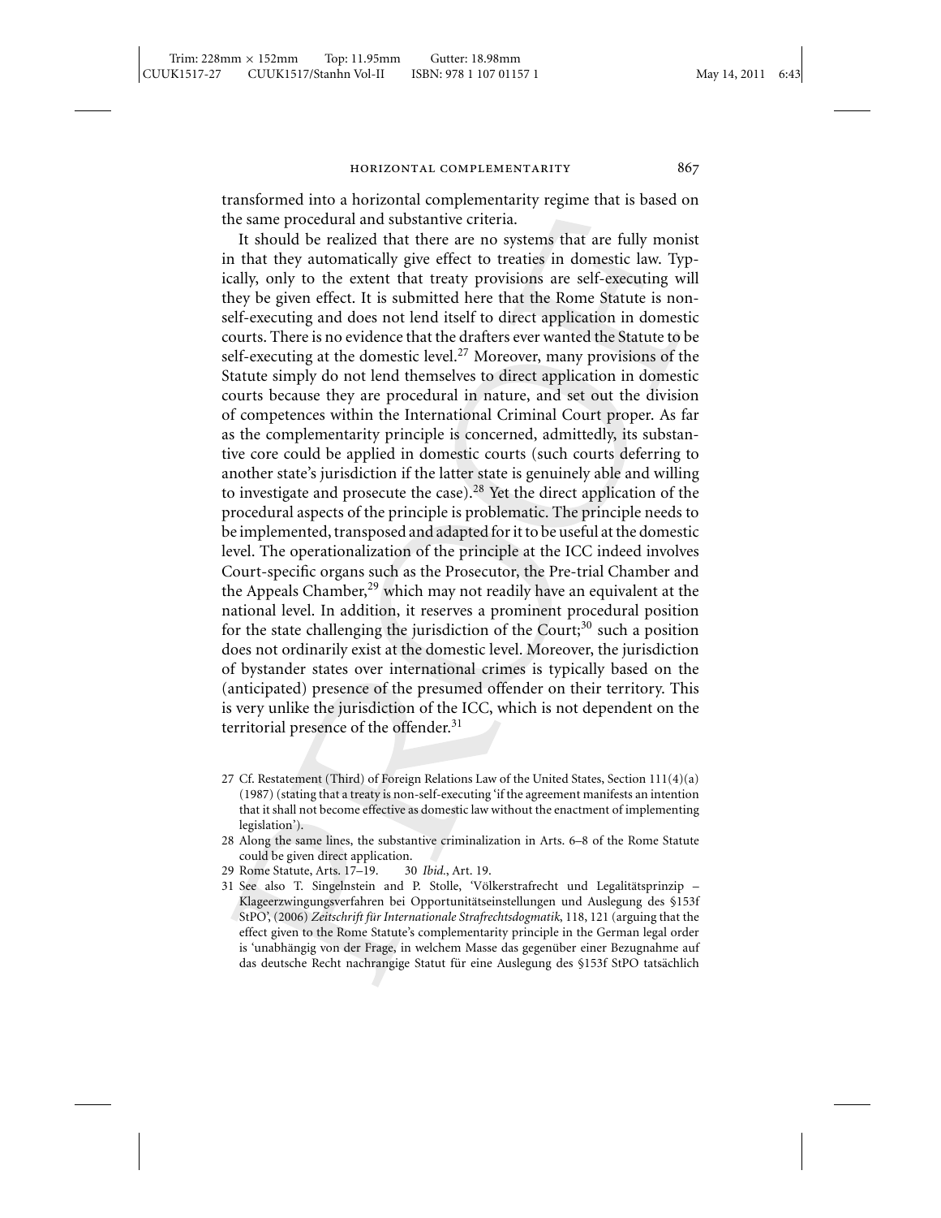transformed into a horizontal complementarity regime that is based on the same procedural and substantive criteria.

It should be realized that there are no systems that are fully monist in that they automatically give effect to treaties in domestic law. Typically, only to the extent that treaty provisions are self-executing will they be given effect. It is submitted here that the Rome Statute is non-self-executing and does not lend itself to direct application in domestic courts. There is no evidence that the drafters ever wanted the Statute to be self-executing at the domestic level.[27] Moreover, many provisions of the Statute simply do not lend themselves to direct application in domestic courts because they are procedural in nature, and set out the division of competences within the International Criminal Court proper. As far as the complementarity principle is concerned, admittedly, its substantive core could be applied in domestic courts (such courts deferring to another state's jurisdiction if the latter state is genuinely able and willing to investigate and prosecute the case).[28] Yet the direct application of the procedural aspects of the principle is problematic. The principle needs to be implemented, transposed and adapted for it to be useful at the domestic level. The operationalization of the principle at the ICC indeed involves Court-specific organs such as the Prosecutor, the Pre-trial Chamber and the Appeals Chamber,[29] which may not readily have an equivalent at the national level. In addition, it reserves a prominent procedural position for the state challenging the jurisdiction of the Court;[30] such a position does not ordinarily exist at the domestic level. Moreover, the jurisdiction of bystander states over international crimes is typically based on the (anticipated) presence of the presumed offender on their territory. This is very unlike the jurisdiction of the ICC, which is not dependent on the territorial presence of the offender.[31]

27 Cf. Restatement (Third) of Foreign Relations Law of the United States, Section 111(4)(a) (1987) (stating that a treaty is non-self-executing 'if the agreement manifests an intention that it shall not become effective as domestic law without the enactment of implementing legislation').

28 Along the same lines, the substantive criminalization in Arts. 6–8 of the Rome Statute could be given direct application.

29 Rome Statute, Arts. 17–19. 30 *Ibid.*, Art. 19.

31 See also T. Singelnstein and P. Stolle, 'Völkerstrafrecht und Legalitätsprinzip – Klageerzwingungsverfahren bei Opportunitätseinstellungen und Auslegung des §153f StPO', (2006) *Zeitschrift für Internationale Strafrechtsdogmatik*, 118, 121 (arguing that the effect given to the Rome Statute's complementarity principle in the German legal order is 'unabhängig von der Frage, in welchem Masse das gegenüber einer Bezugnahme auf das deutsche Recht nachrangige Statut für eine Auslegung des §153f StPO tatsächlich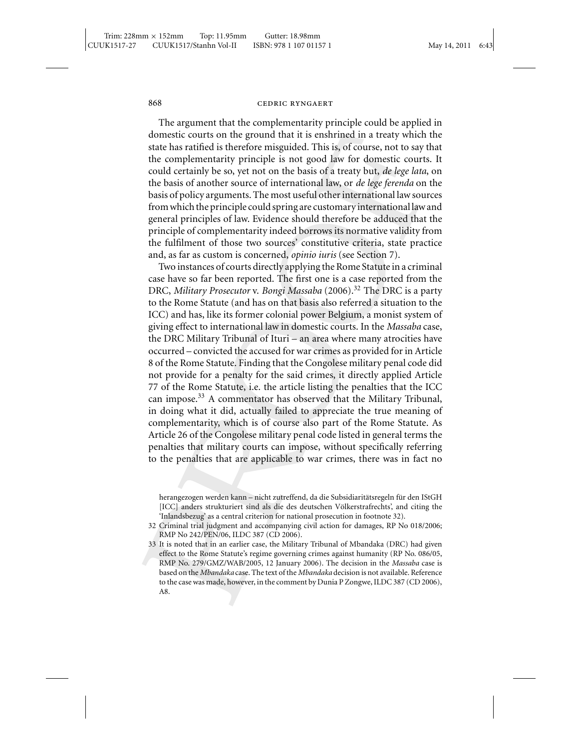The argument that the complementarity principle could be applied in domestic courts on the ground that it is enshrined in a treaty which the state has ratified is therefore misguided. This is, of course, not to say that the complementarity principle is not good law for domestic courts. It could certainly be so, yet not on the basis of a treaty but, *de lege lata*, on the basis of another source of international law, or *de lege ferenda* on the basis of policy arguments. The most useful other international law sources from which the principle could spring are customary international law and general principles of law. Evidence should therefore be adduced that the principle of complementarity indeed borrows its normative validity from the fulfilment of those two sources' constitutive criteria, state practice and, as far as custom is concerned, *opinio iuris* (see Section 7).

Two instances of courts directly applying the Rome Statute in a criminal case have so far been reported. The first one is a case reported from the DRC, *Military Prosecutor* v. *Bongi Massaba* (2006).[32] The DRC is a party to the Rome Statute (and has on that basis also referred a situation to the ICC) and has, like its former colonial power Belgium, a monist system of giving effect to international law in domestic courts. In the *Massaba* case, the DRC Military Tribunal of Ituri – an area where many atrocities have occurred – convicted the accused for war crimes as provided for in Article 8 of the Rome Statute. Finding that the Congolese military penal code did not provide for a penalty for the said crimes, it directly applied Article 77 of the Rome Statute, i.e. the article listing the penalties that the ICC can impose.[33] A commentator has observed that the Military Tribunal, in doing what it did, actually failed to appreciate the true meaning of complementarity, which is of course also part of the Rome Statute. As Article 26 of the Congolese military penal code listed in general terms the penalties that military courts can impose, without specifically referring to the penalties that are applicable to war crimes, there was in fact no

herangezogen werden kann – nicht zutreffend, da die Subsidiaritätsregeln für den IStGH [ICC] anders strukturiert sind als die des deutschen Völkerstrafrechts', and citing the 'Inlandsbezug' as a central criterion for national prosecution in footnote 32).

32 Criminal trial judgment and accompanying civil action for damages, RP No 018/2006; RMP No 242/PEN/06, ILDC 387 (CD 2006).

33 It is noted that in an earlier case, the Military Tribunal of Mbandaka (DRC) had given effect to the Rome Statute's regime governing crimes against humanity (RP No. 086/05, RMP No. 279/GMZ/WAB/2005, 12 January 2006). The decision in the *Massaba* case is based on the *Mbandaka* case. The text of the *Mbandaka* decision is not available. Reference to the case was made, however, in the comment by Dunia P Zongwe, ILDC 387 (CD 2006), A8.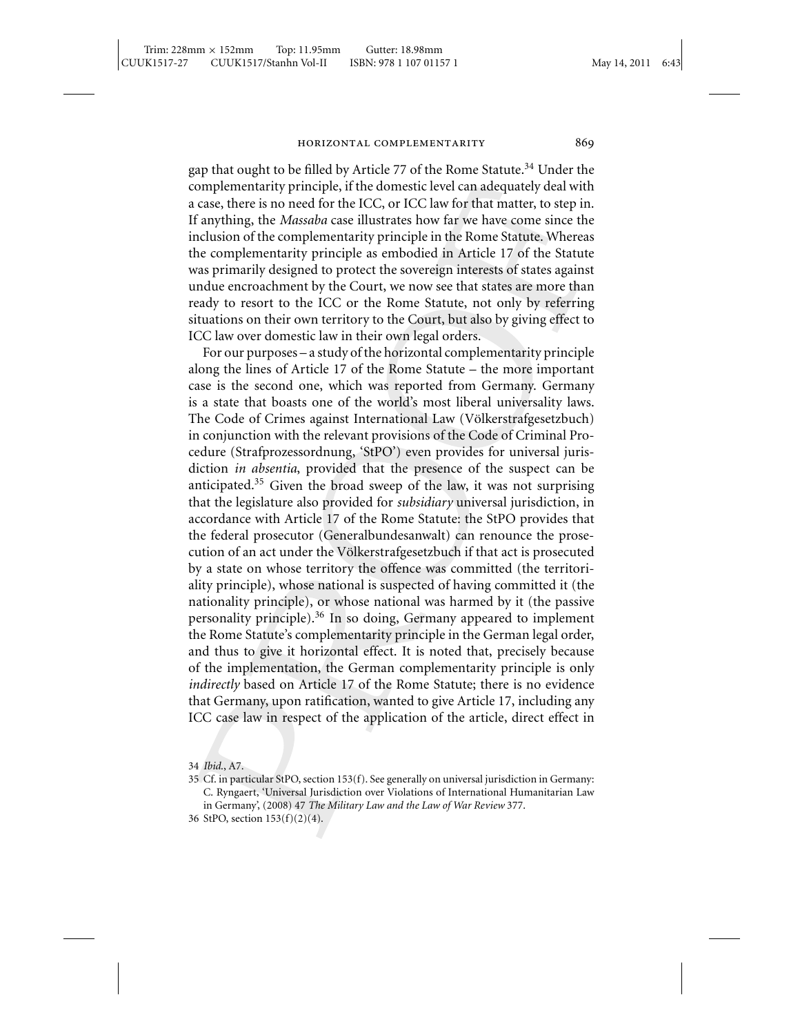gap that ought to be filled by Article 77 of the Rome Statute.[34] Under the complementarity principle, if the domestic level can adequately deal with a case, there is no need for the ICC, or ICC law for that matter, to step in. If anything, the *Massaba* case illustrates how far we have come since the inclusion of the complementarity principle in the Rome Statute. Whereas the complementarity principle as embodied in Article 17 of the Statute was primarily designed to protect the sovereign interests of states against undue encroachment by the Court, we now see that states are more than ready to resort to the ICC or the Rome Statute, not only by referring situations on their own territory to the Court, but also by giving effect to ICC law over domestic law in their own legal orders.

For our purposes – a study of the horizontal complementarity principle along the lines of Article 17 of the Rome Statute – the more important case is the second one, which was reported from Germany. Germany is a state that boasts one of the world's most liberal universality laws. The Code of Crimes against International Law (Völkerstrafgesetzbuch) in conjunction with the relevant provisions of the Code of Criminal Procedure (Strafprozessordnung, 'StPO') even provides for universal jurisdiction *in absentia*, provided that the presence of the suspect can be anticipated.[35] Given the broad sweep of the law, it was not surprising that the legislature also provided for *subsidiary* universal jurisdiction, in accordance with Article 17 of the Rome Statute: the StPO provides that the federal prosecutor (Generalbundesanwalt) can renounce the prosecution of an act under the Völkerstrafgesetzbuch if that act is prosecuted by a state on whose territory the offence was committed (the territoriality principle), whose national is suspected of having committed it (the nationality principle), or whose national was harmed by it (the passive personality principle).[36] In so doing, Germany appeared to implement the Rome Statute's complementarity principle in the German legal order, and thus to give it horizontal effect. It is noted that, precisely because of the implementation, the German complementarity principle is only *indirectly* based on Article 17 of the Rome Statute; there is no evidence that Germany, upon ratification, wanted to give Article 17, including any ICC case law in respect of the application of the article, direct effect in

34 *Ibid.*, A7.

35 Cf. in particular StPO, section 153(f). See generally on universal jurisdiction in Germany: C. Ryngaert, 'Universal Jurisdiction over Violations of International Humanitarian Law in Germany', (2008) 47 *The Military Law and the Law of War Review* 377.

36 StPO, section 153(f)(2)(4).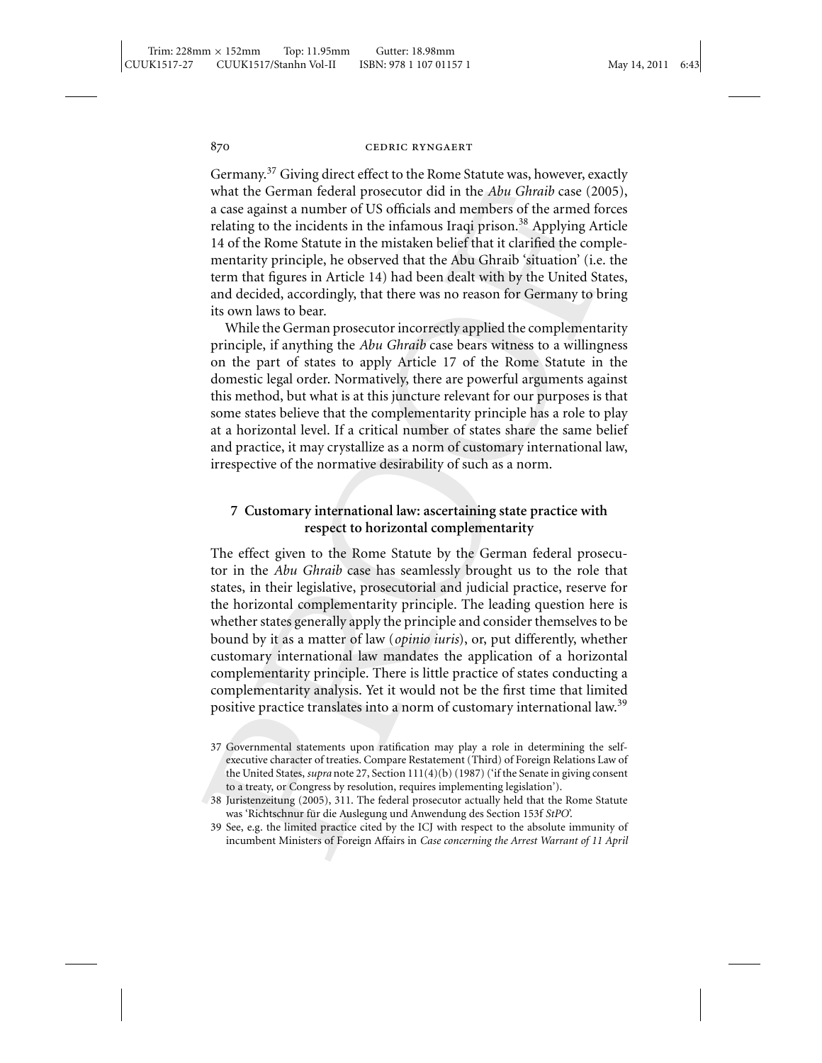Germany.[37] Giving direct effect to the Rome Statute was, however, exactly what the German federal prosecutor did in the *Abu Ghraib* case (2005), a case against a number of US officials and members of the armed forces relating to the incidents in the infamous Iraqi prison.[38] Applying Article 14 of the Rome Statute in the mistaken belief that it clarified the complementarity principle, he observed that the Abu Ghraib 'situation' (i.e. the term that figures in Article 14) had been dealt with by the United States, and decided, accordingly, that there was no reason for Germany to bring its own laws to bear.

While the German prosecutor incorrectly applied the complementarity principle, if anything the *Abu Ghraib* case bears witness to a willingness on the part of states to apply Article 17 of the Rome Statute in the domestic legal order. Normatively, there are powerful arguments against this method, but what is at this juncture relevant for our purposes is that some states believe that the complementarity principle has a role to play at a horizontal level. If a critical number of states share the same belief and practice, it may crystallize as a norm of customary international law, irrespective of the normative desirability of such as a norm.

## 7 Customary international law: ascertaining state practice with respect to horizontal complementarity

The effect given to the Rome Statute by the German federal prosecutor in the *Abu Ghraib* case has seamlessly brought us to the role that states, in their legislative, prosecutorial and judicial practice, reserve for the horizontal complementarity principle. The leading question here is whether states generally apply the principle and consider themselves to be bound by it as a matter of law (*opinio iuris*), or, put differently, whether customary international law mandates the application of a horizontal complementarity principle. There is little practice of states conducting a complementarity analysis. Yet it would not be the first time that limited positive practice translates into a norm of customary international law.[39]

37 Governmental statements upon ratification may play a role in determining the self-executive character of treaties. Compare Restatement (Third) of Foreign Relations Law of the United States, *supra* note 27, Section 111(4)(b) (1987) ('if the Senate in giving consent to a treaty, or Congress by resolution, requires implementing legislation').

38 Juristenzeitung (2005), 311. The federal prosecutor actually held that the Rome Statute was 'Richtschnur für die Auslegung und Anwendung des Section 153f *StPO*'.

39 See, e.g. the limited practice cited by the ICJ with respect to the absolute immunity of incumbent Ministers of Foreign Affairs in *Case concerning the Arrest Warrant of 11 April*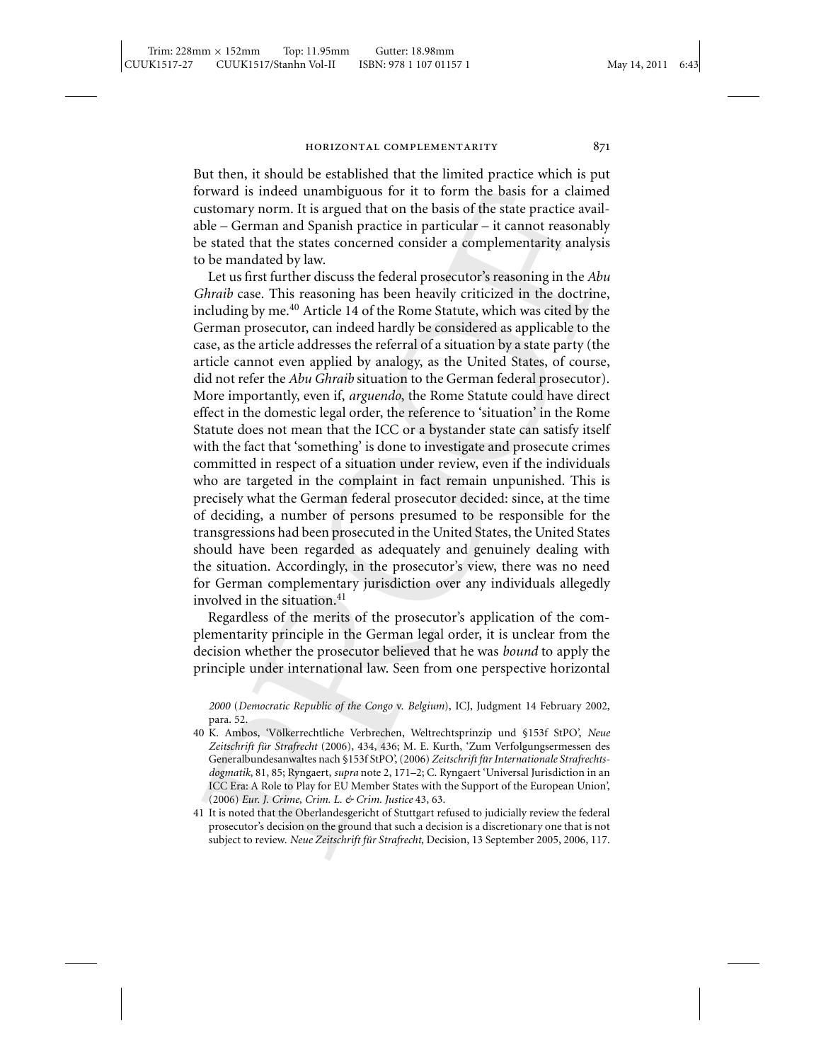But then, it should be established that the limited practice which is put forward is indeed unambiguous for it to form the basis for a claimed customary norm. It is argued that on the basis of the state practice available – German and Spanish practice in particular – it cannot reasonably be stated that the states concerned consider a complementarity analysis to be mandated by law.

Let us first further discuss the federal prosecutor's reasoning in the *Abu Ghraib* case. This reasoning has been heavily criticized in the doctrine, including by me.[40] Article 14 of the Rome Statute, which was cited by the German prosecutor, can indeed hardly be considered as applicable to the case, as the article addresses the referral of a situation by a state party (the article cannot even applied by analogy, as the United States, of course, did not refer the *Abu Ghraib* situation to the German federal prosecutor). More importantly, even if, *arguendo*, the Rome Statute could have direct effect in the domestic legal order, the reference to 'situation' in the Rome Statute does not mean that the ICC or a bystander state can satisfy itself with the fact that 'something' is done to investigate and prosecute crimes committed in respect of a situation under review, even if the individuals who are targeted in the complaint in fact remain unpunished. This is precisely what the German federal prosecutor decided: since, at the time of deciding, a number of persons presumed to be responsible for the transgressions had been prosecuted in the United States, the United States should have been regarded as adequately and genuinely dealing with the situation. Accordingly, in the prosecutor's view, there was no need for German complementary jurisdiction over any individuals allegedly involved in the situation.[41]

Regardless of the merits of the prosecutor's application of the complementarity principle in the German legal order, it is unclear from the decision whether the prosecutor believed that he was *bound* to apply the principle under international law. Seen from one perspective horizontal

*2000* (*Democratic Republic of the Congo* v. *Belgium*), ICJ, Judgment 14 February 2002, para. 52.

40 K. Ambos, 'Völkerrechtliche Verbrechen, Weltrechtsprinzip und §153f StPO', *Neue Zeitschrift für Strafrecht* (2006), 434, 436; M. E. Kurth, 'Zum Verfolgungsermessen des Generalbundesanwaltes nach §153f StPO', (2006) *Zeitschrift für Internationale Strafrechtsdogmatik*, 81, 85; Ryngaert, *supra* note 2, 171–2; C. Ryngaert 'Universal Jurisdiction in an ICC Era: A Role to Play for EU Member States with the Support of the European Union', (2006) *Eur. J. Crime, Crim. L. & Crim. Justice* 43, 63.

41 It is noted that the Oberlandesgericht of Stuttgart refused to judicially review the federal prosecutor's decision on the ground that such a decision is a discretionary one that is not subject to review. *Neue Zeitschrift für Strafrecht*, Decision, 13 September 2005, 2006, 117.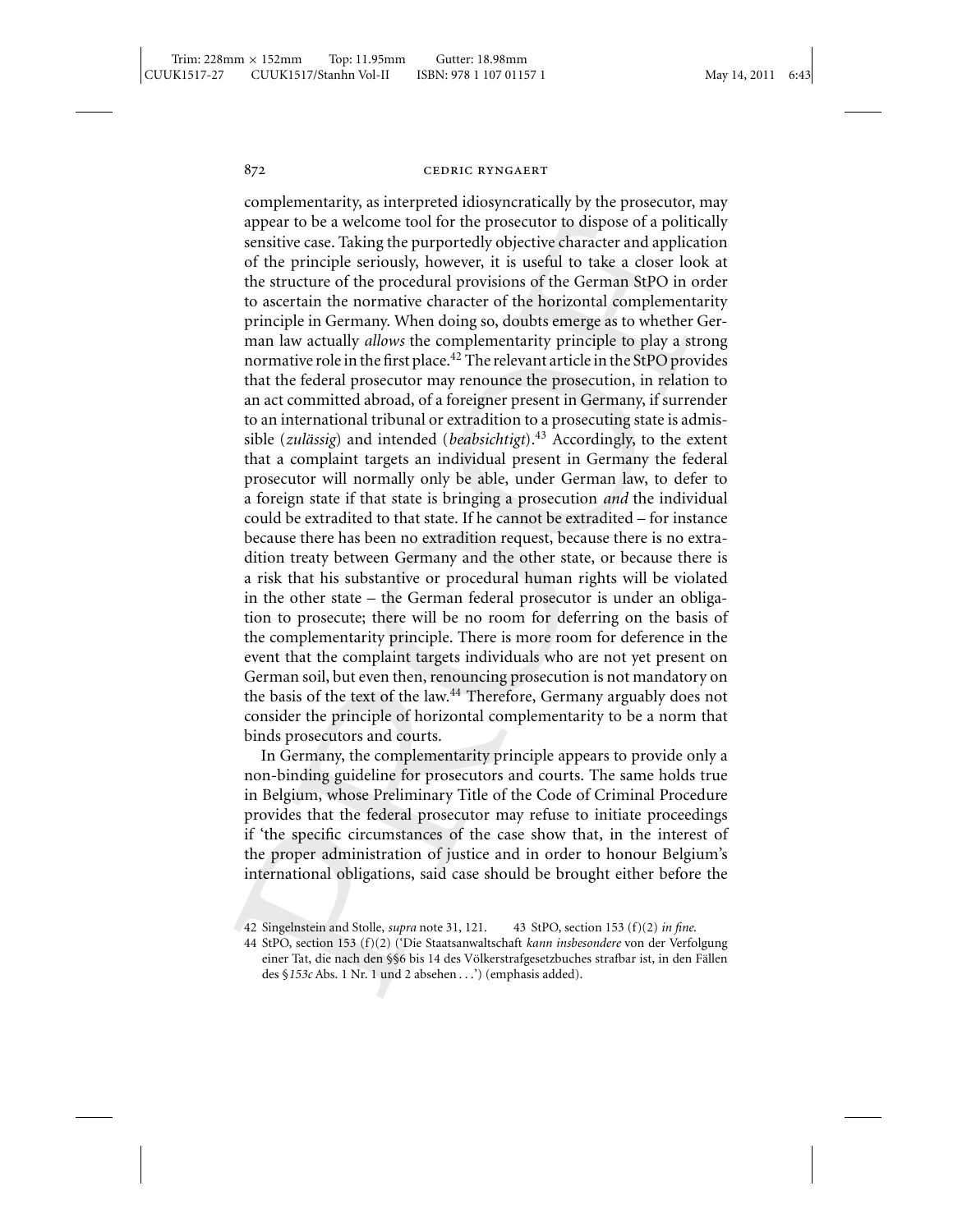complementarity, as interpreted idiosyncratically by the prosecutor, may appear to be a welcome tool for the prosecutor to dispose of a politically sensitive case. Taking the purportedly objective character and application of the principle seriously, however, it is useful to take a closer look at the structure of the procedural provisions of the German StPO in order to ascertain the normative character of the horizontal complementarity principle in Germany. When doing so, doubts emerge as to whether German law actually *allows* the complementarity principle to play a strong normative role in the first place.[42] The relevant article in the StPO provides that the federal prosecutor may renounce the prosecution, in relation to an act committed abroad, of a foreigner present in Germany, if surrender to an international tribunal or extradition to a prosecuting state is admissible (*zulässig*) and intended (*beabsichtigt*).[43] Accordingly, to the extent that a complaint targets an individual present in Germany the federal prosecutor will normally only be able, under German law, to defer to a foreign state if that state is bringing a prosecution *and* the individual could be extradited to that state. If he cannot be extradited – for instance because there has been no extradition request, because there is no extradition treaty between Germany and the other state, or because there is a risk that his substantive or procedural human rights will be violated in the other state – the German federal prosecutor is under an obligation to prosecute; there will be no room for deferring on the basis of the complementarity principle. There is more room for deference in the event that the complaint targets individuals who are not yet present on German soil, but even then, renouncing prosecution is not mandatory on the basis of the text of the law.[44] Therefore, Germany arguably does not consider the principle of horizontal complementarity to be a norm that binds prosecutors and courts.

In Germany, the complementarity principle appears to provide only a non-binding guideline for prosecutors and courts. The same holds true in Belgium, whose Preliminary Title of the Code of Criminal Procedure provides that the federal prosecutor may refuse to initiate proceedings if 'the specific circumstances of the case show that, in the interest of the proper administration of justice and in order to honour Belgium's international obligations, said case should be brought either before the

42 Singelnstein and Stolle, *supra* note 31, 121.

43 StPO, section 153 (f)(2) *in fine*.

44 StPO, section 153 (f)(2) ('Die Staatsanwaltschaft *kann insbesondere* von der Verfolgung einer Tat, die nach den §§6 bis 14 des Völkerstrafgesetzbuches strafbar ist, in den Fällen des §*153c* Abs. 1 Nr. 1 und 2 absehen . . .') (emphasis added).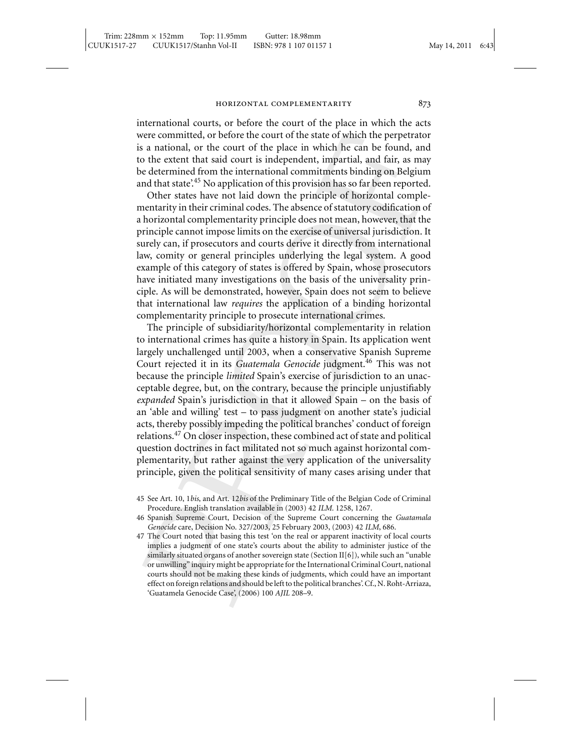international courts, or before the court of the place in which the acts were committed, or before the court of the state of which the perpetrator is a national, or the court of the place in which he can be found, and to the extent that said court is independent, impartial, and fair, as may be determined from the international commitments binding on Belgium and that state'.[45] No application of this provision has so far been reported.

Other states have not laid down the principle of horizontal complementarity in their criminal codes. The absence of statutory codification of a horizontal complementarity principle does not mean, however, that the principle cannot impose limits on the exercise of universal jurisdiction. It surely can, if prosecutors and courts derive it directly from international law, comity or general principles underlying the legal system. A good example of this category of states is offered by Spain, whose prosecutors have initiated many investigations on the basis of the universality principle. As will be demonstrated, however, Spain does not seem to believe that international law *requires* the application of a binding horizontal complementarity principle to prosecute international crimes.

The principle of subsidiarity/horizontal complementarity in relation to international crimes has quite a history in Spain. Its application went largely unchallenged until 2003, when a conservative Spanish Supreme Court rejected it in its *Guatemala Genocide* judgment.[46] This was not because the principle *limited* Spain's exercise of jurisdiction to an unacceptable degree, but, on the contrary, because the principle unjustifiably *expanded* Spain's jurisdiction in that it allowed Spain – on the basis of an 'able and willing' test – to pass judgment on another state's judicial acts, thereby possibly impeding the political branches' conduct of foreign relations.[47] On closer inspection, these combined act of state and political question doctrines in fact militated not so much against horizontal complementarity, but rather against the very application of the universality principle, given the political sensitivity of many cases arising under that

45 See Art. 10, 1*bis*, and Art. 12*bis* of the Preliminary Title of the Belgian Code of Criminal Procedure. English translation available in (2003) 42 *ILM*. 1258, 1267.

46 Spanish Supreme Court, Decision of the Supreme Court concerning the *Guatamala Genocide* care, Decision No. 327/2003, 25 February 2003, (2003) 42 *ILM*, 686.

47 The Court noted that basing this test 'on the real or apparent inactivity of local courts implies a judgment of one state's courts about the ability to administer justice of the similarly situated organs of another sovereign state (Section II[6]), while such an "unable or unwilling" inquiry might be appropriate for the International Criminal Court, national courts should not be making these kinds of judgments, which could have an important effect on foreign relations and should be left to the political branches'. Cf., N. Roht-Arriaza, 'Guatamela Genocide Case', (2006) 100 *AJIL* 208–9.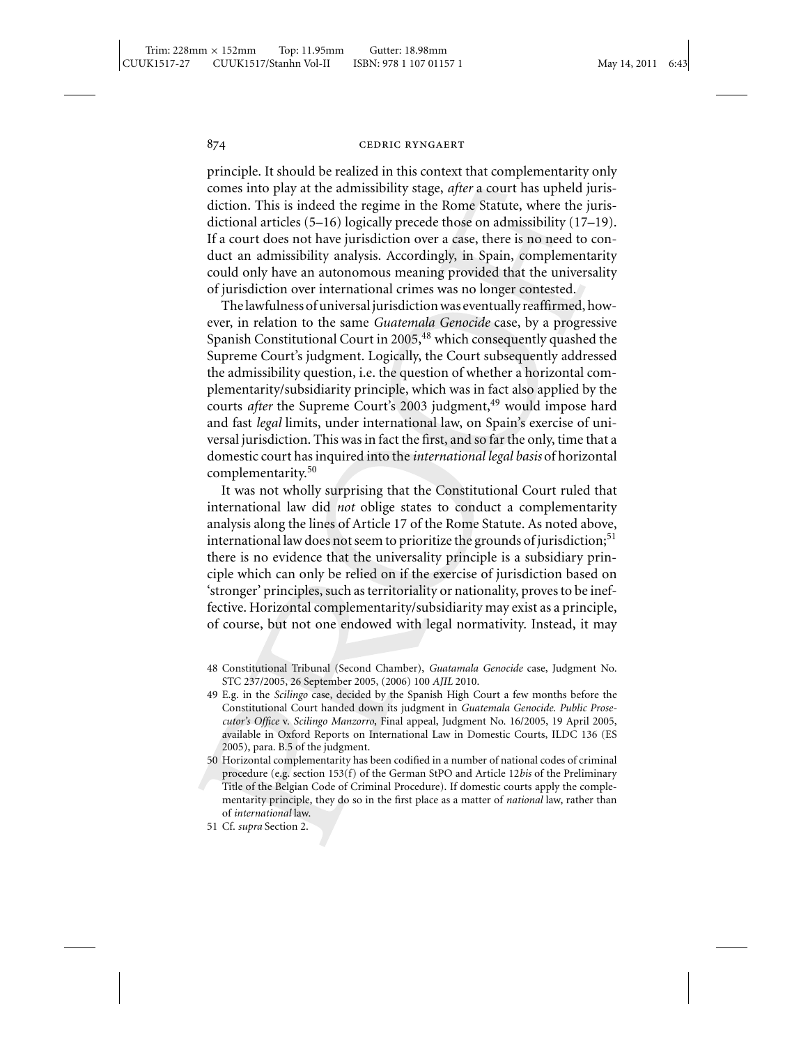principle. It should be realized in this context that complementarity only comes into play at the admissibility stage, *after* a court has upheld jurisdiction. This is indeed the regime in the Rome Statute, where the jurisdictional articles (5–16) logically precede those on admissibility (17–19). If a court does not have jurisdiction over a case, there is no need to conduct an admissibility analysis. Accordingly, in Spain, complementarity could only have an autonomous meaning provided that the universality of jurisdiction over international crimes was no longer contested.

The lawfulness of universal jurisdiction was eventually reaffirmed, however, in relation to the same *Guatemala Genocide* case, by a progressive Spanish Constitutional Court in 2005,[48] which consequently quashed the Supreme Court's judgment. Logically, the Court subsequently addressed the admissibility question, i.e. the question of whether a horizontal complementarity/subsidiarity principle, which was in fact also applied by the courts *after* the Supreme Court's 2003 judgment,[49] would impose hard and fast *legal* limits, under international law, on Spain's exercise of universal jurisdiction. This was in fact the first, and so far the only, time that a domestic court has inquired into the *international legal basis* of horizontal complementarity.[50]

It was not wholly surprising that the Constitutional Court ruled that international law did *not* oblige states to conduct a complementarity analysis along the lines of Article 17 of the Rome Statute. As noted above, international law does not seem to prioritize the grounds of jurisdiction;[51] there is no evidence that the universality principle is a subsidiary principle which can only be relied on if the exercise of jurisdiction based on 'stronger' principles, such as territoriality or nationality, proves to be ineffective. Horizontal complementarity/subsidiarity may exist as a principle, of course, but not one endowed with legal normativity. Instead, it may

48 Constitutional Tribunal (Second Chamber), *Guatamala Genocide* case, Judgment No. STC 237/2005, 26 September 2005, (2006) 100 *AJIL* 2010.

49 E.g. in the *Scilingo* case, decided by the Spanish High Court a few months before the Constitutional Court handed down its judgment in *Guatemala Genocide*. *Public Prosecutor's Office* v. *Scilingo Manzorro*, Final appeal, Judgment No. 16/2005, 19 April 2005, available in Oxford Reports on International Law in Domestic Courts, ILDC 136 (ES 2005), para. B.5 of the judgment.

50 Horizontal complementarity has been codified in a number of national codes of criminal procedure (e.g. section 153(f) of the German StPO and Article 12*bis* of the Preliminary Title of the Belgian Code of Criminal Procedure). If domestic courts apply the complementarity principle, they do so in the first place as a matter of *national* law, rather than of *international* law.

51 Cf. *supra* Section 2.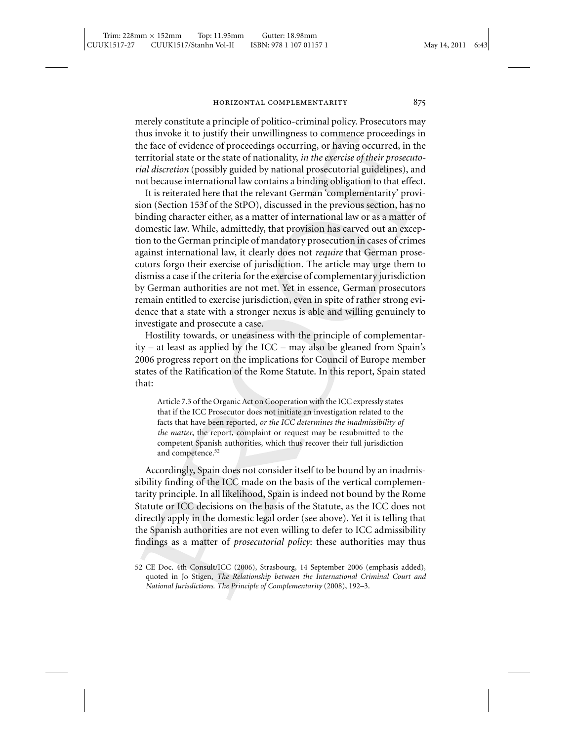merely constitute a principle of politico-criminal policy. Prosecutors may thus invoke it to justify their unwillingness to commence proceedings in the face of evidence of proceedings occurring, or having occurred, in the territorial state or the state of nationality, *in the exercise of their prosecutorial discretion* (possibly guided by national prosecutorial guidelines), and not because international law contains a binding obligation to that effect.

It is reiterated here that the relevant German 'complementarity' provision (Section 153f of the StPO), discussed in the previous section, has no binding character either, as a matter of international law or as a matter of domestic law. While, admittedly, that provision has carved out an exception to the German principle of mandatory prosecution in cases of crimes against international law, it clearly does not *require* that German prosecutors forgo their exercise of jurisdiction. The article may urge them to dismiss a case if the criteria for the exercise of complementary jurisdiction by German authorities are not met. Yet in essence, German prosecutors remain entitled to exercise jurisdiction, even in spite of rather strong evidence that a state with a stronger nexus is able and willing genuinely to investigate and prosecute a case.

Hostility towards, or uneasiness with the principle of complementarity – at least as applied by the ICC – may also be gleaned from Spain's 2006 progress report on the implications for Council of Europe member states of the Ratification of the Rome Statute. In this report, Spain stated that:

> Article 7.3 of the Organic Act on Cooperation with the ICC expressly states that if the ICC Prosecutor does not initiate an investigation related to the facts that have been reported, *or the ICC determines the inadmissibility of the matter*, the report, complaint or request may be resubmitted to the competent Spanish authorities, which thus recover their full jurisdiction and competence.[52]

Accordingly, Spain does not consider itself to be bound by an inadmissibility finding of the ICC made on the basis of the vertical complementarity principle. In all likelihood, Spain is indeed not bound by the Rome Statute or ICC decisions on the basis of the Statute, as the ICC does not directly apply in the domestic legal order (see above). Yet it is telling that the Spanish authorities are not even willing to defer to ICC admissibility findings as a matter of *prosecutorial policy*: these authorities may thus

52 CE Doc. 4th Consult/ICC (2006), Strasbourg, 14 September 2006 (emphasis added), quoted in Jo Stigen, *The Relationship between the International Criminal Court and National Jurisdictions. The Principle of Complementarity* (2008), 192–3.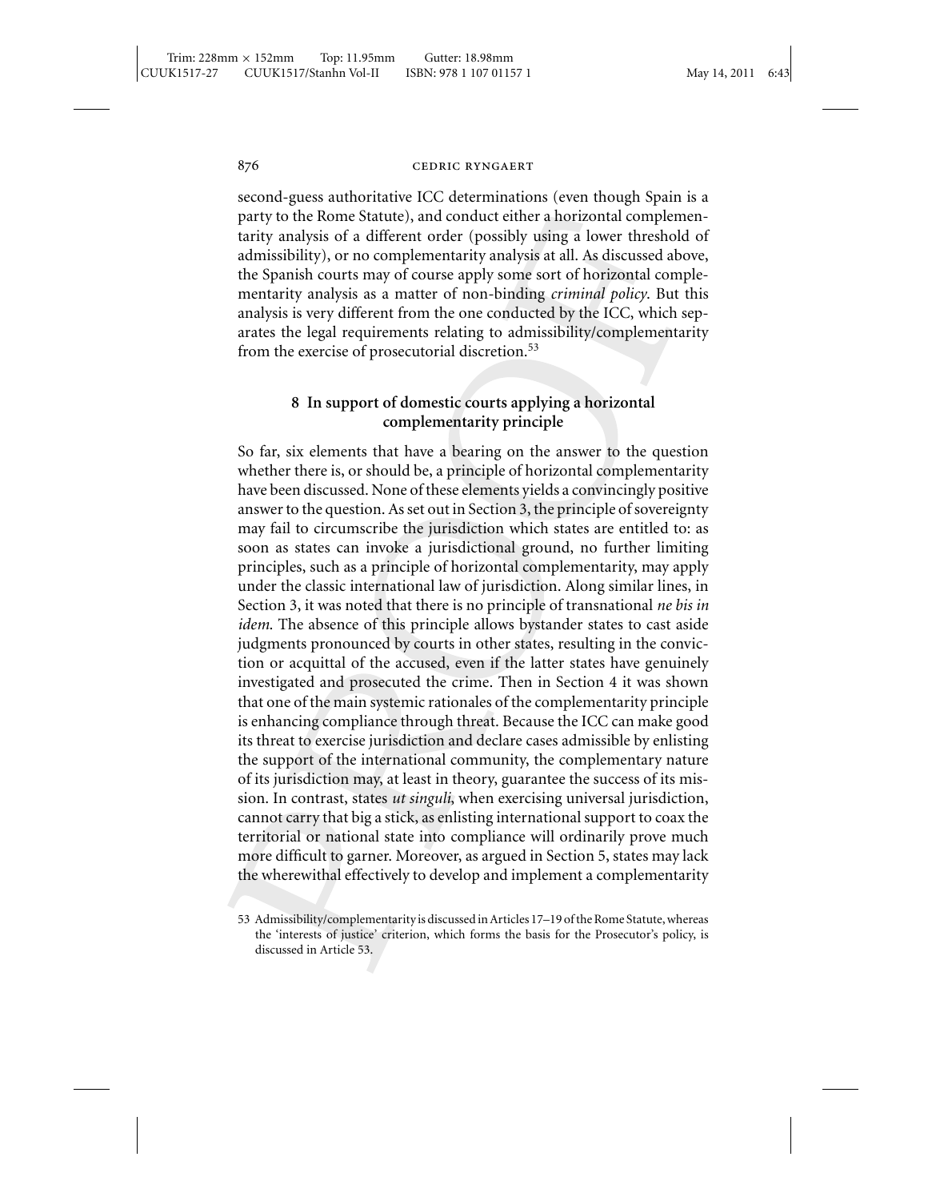second-guess authoritative ICC determinations (even though Spain is a party to the Rome Statute), and conduct either a horizontal complementarity analysis of a different order (possibly using a lower threshold of admissibility), or no complementarity analysis at all. As discussed above, the Spanish courts may of course apply some sort of horizontal complementarity analysis as a matter of non-binding *criminal policy*. But this analysis is very different from the one conducted by the ICC, which separates the legal requirements relating to admissibility/complementarity from the exercise of prosecutorial discretion.[53]

## 8 In support of domestic courts applying a horizontal complementarity principle

So far, six elements that have a bearing on the answer to the question whether there is, or should be, a principle of horizontal complementarity have been discussed. None of these elements yields a convincingly positive answer to the question. As set out in Section 3, the principle of sovereignty may fail to circumscribe the jurisdiction which states are entitled to: as soon as states can invoke a jurisdictional ground, no further limiting principles, such as a principle of horizontal complementarity, may apply under the classic international law of jurisdiction. Along similar lines, in Section 3, it was noted that there is no principle of transnational *ne bis in idem*. The absence of this principle allows bystander states to cast aside judgments pronounced by courts in other states, resulting in the conviction or acquittal of the accused, even if the latter states have genuinely investigated and prosecuted the crime. Then in Section 4 it was shown that one of the main systemic rationales of the complementarity principle is enhancing compliance through threat. Because the ICC can make good its threat to exercise jurisdiction and declare cases admissible by enlisting the support of the international community, the complementary nature of its jurisdiction may, at least in theory, guarantee the success of its mission. In contrast, states *ut singuli*, when exercising universal jurisdiction, cannot carry that big a stick, as enlisting international support to coax the territorial or national state into compliance will ordinarily prove much more difficult to garner. Moreover, as argued in Section 5, states may lack the wherewithal effectively to develop and implement a complementarity

53 Admissibility/complementarity is discussed in Articles 17–19 of the Rome Statute, whereas the 'interests of justice' criterion, which forms the basis for the Prosecutor's policy, is discussed in Article 53.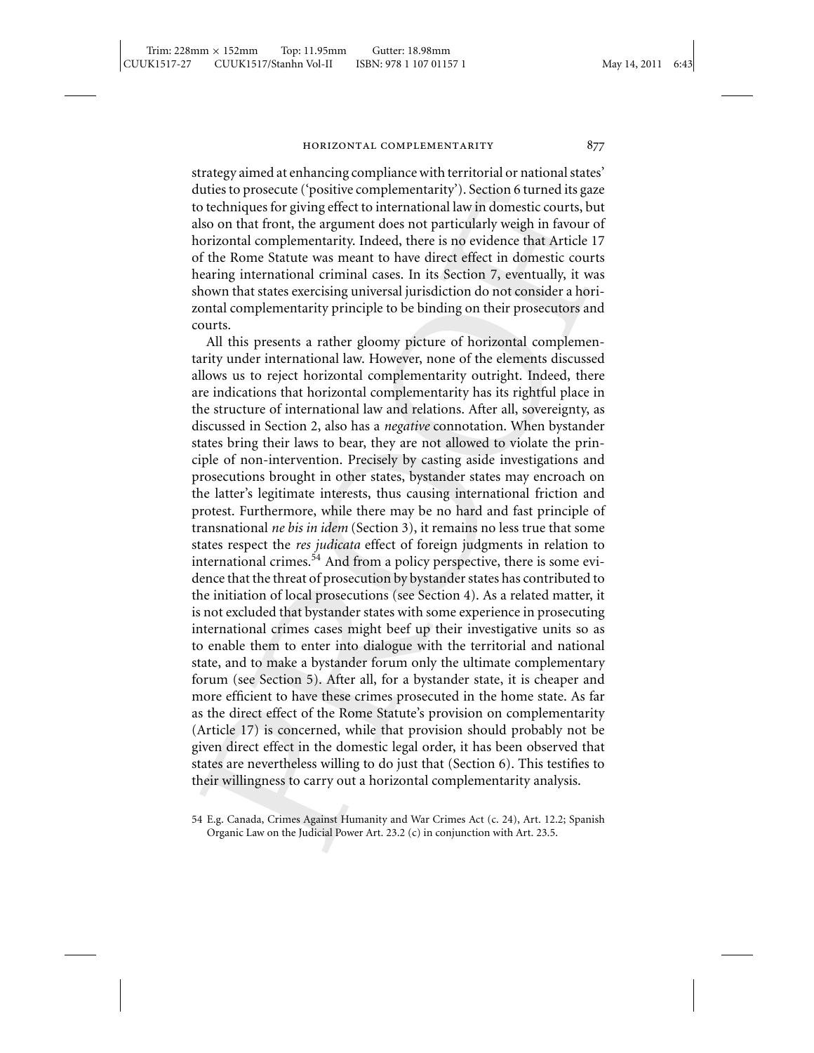strategy aimed at enhancing compliance with territorial or national states' duties to prosecute ('positive complementarity'). Section 6 turned its gaze to techniques for giving effect to international law in domestic courts, but also on that front, the argument does not particularly weigh in favour of horizontal complementarity. Indeed, there is no evidence that Article 17 of the Rome Statute was meant to have direct effect in domestic courts hearing international criminal cases. In its Section 7, eventually, it was shown that states exercising universal jurisdiction do not consider a horizontal complementarity principle to be binding on their prosecutors and courts.

All this presents a rather gloomy picture of horizontal complementarity under international law. However, none of the elements discussed allows us to reject horizontal complementarity outright. Indeed, there are indications that horizontal complementarity has its rightful place in the structure of international law and relations. After all, sovereignty, as discussed in Section 2, also has a *negative* connotation. When bystander states bring their laws to bear, they are not allowed to violate the principle of non-intervention. Precisely by casting aside investigations and prosecutions brought in other states, bystander states may encroach on the latter's legitimate interests, thus causing international friction and protest. Furthermore, while there may be no hard and fast principle of transnational *ne bis in idem* (Section 3), it remains no less true that some states respect the *res judicata* effect of foreign judgments in relation to international crimes.[54] And from a policy perspective, there is some evidence that the threat of prosecution by bystander states has contributed to the initiation of local prosecutions (see Section 4). As a related matter, it is not excluded that bystander states with some experience in prosecuting international crimes cases might beef up their investigative units so as to enable them to enter into dialogue with the territorial and national state, and to make a bystander forum only the ultimate complementary forum (see Section 5). After all, for a bystander state, it is cheaper and more efficient to have these crimes prosecuted in the home state. As far as the direct effect of the Rome Statute's provision on complementarity (Article 17) is concerned, while that provision should probably not be given direct effect in the domestic legal order, it has been observed that states are nevertheless willing to do just that (Section 6). This testifies to their willingness to carry out a horizontal complementarity analysis.

54 E.g. Canada, Crimes Against Humanity and War Crimes Act (c. 24), Art. 12.2; Spanish Organic Law on the Judicial Power Art. 23.2 (c) in conjunction with Art. 23.5.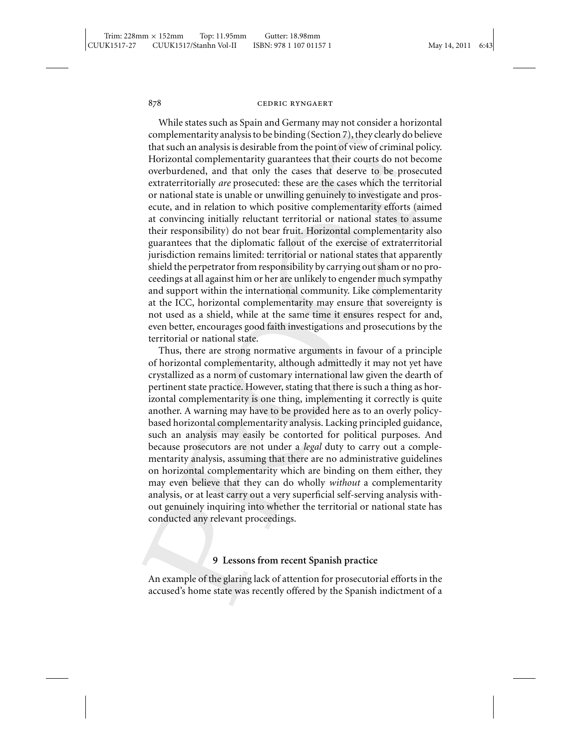While states such as Spain and Germany may not consider a horizontal complementarity analysis to be binding (Section 7), they clearly do believe that such an analysis is desirable from the point of view of criminal policy. Horizontal complementarity guarantees that their courts do not become overburdened, and that only the cases that deserve to be prosecuted extraterritorially *are* prosecuted: these are the cases which the territorial or national state is unable or unwilling genuinely to investigate and prosecute, and in relation to which positive complementarity efforts (aimed at convincing initially reluctant territorial or national states to assume their responsibility) do not bear fruit. Horizontal complementarity also guarantees that the diplomatic fallout of the exercise of extraterritorial jurisdiction remains limited: territorial or national states that apparently shield the perpetrator from responsibility by carrying out sham or no proceedings at all against him or her are unlikely to engender much sympathy and support within the international community. Like complementarity at the ICC, horizontal complementarity may ensure that sovereignty is not used as a shield, while at the same time it ensures respect for and, even better, encourages good faith investigations and prosecutions by the territorial or national state.

Thus, there are strong normative arguments in favour of a principle of horizontal complementarity, although admittedly it may not yet have crystallized as a norm of customary international law given the dearth of pertinent state practice. However, stating that there is such a thing as horizontal complementarity is one thing, implementing it correctly is quite another. A warning may have to be provided here as to an overly policy-based horizontal complementarity analysis. Lacking principled guidance, such an analysis may easily be contorted for political purposes. And because prosecutors are not under a *legal* duty to carry out a complementarity analysis, assuming that there are no administrative guidelines on horizontal complementarity which are binding on them either, they may even believe that they can do wholly *without* a complementarity analysis, or at least carry out a very superficial self-serving analysis without genuinely inquiring into whether the territorial or national state has conducted any relevant proceedings.

## 9 Lessons from recent Spanish practice

An example of the glaring lack of attention for prosecutorial efforts in the accused's home state was recently offered by the Spanish indictment of a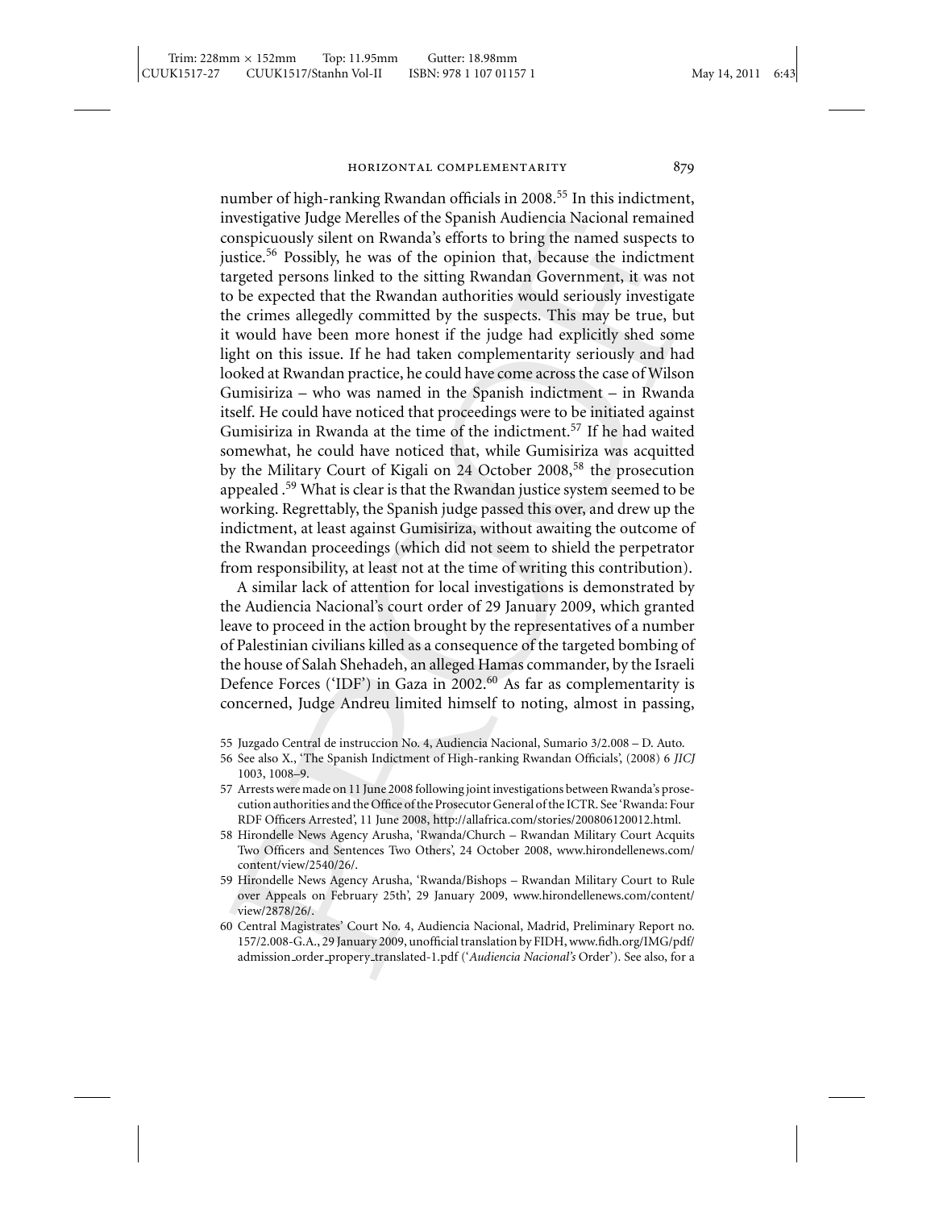number of high-ranking Rwandan officials in 2008.[55] In this indictment, investigative Judge Merelles of the Spanish Audiencia Nacional remained conspicuously silent on Rwanda's efforts to bring the named suspects to justice.[56] Possibly, he was of the opinion that, because the indictment targeted persons linked to the sitting Rwandan Government, it was not to be expected that the Rwandan authorities would seriously investigate the crimes allegedly committed by the suspects. This may be true, but it would have been more honest if the judge had explicitly shed some light on this issue. If he had taken complementarity seriously and had looked at Rwandan practice, he could have come across the case of Wilson Gumisiriza – who was named in the Spanish indictment – in Rwanda itself. He could have noticed that proceedings were to be initiated against Gumisiriza in Rwanda at the time of the indictment.[57] If he had waited somewhat, he could have noticed that, while Gumisiriza was acquitted by the Military Court of Kigali on 24 October 2008,[58] the prosecution appealed .[59] What is clear is that the Rwandan justice system seemed to be working. Regrettably, the Spanish judge passed this over, and drew up the indictment, at least against Gumisiriza, without awaiting the outcome of the Rwandan proceedings (which did not seem to shield the perpetrator from responsibility, at least not at the time of writing this contribution).

A similar lack of attention for local investigations is demonstrated by the Audiencia Nacional's court order of 29 January 2009, which granted leave to proceed in the action brought by the representatives of a number of Palestinian civilians killed as a consequence of the targeted bombing of the house of Salah Shehadeh, an alleged Hamas commander, by the Israeli Defence Forces ('IDF') in Gaza in 2002.[60] As far as complementarity is concerned, Judge Andreu limited himself to noting, almost in passing,

55 Juzgado Central de instruccion No. 4, Audiencia Nacional, Sumario 3/2.008 – D. Auto.

56 See also X., 'The Spanish Indictment of High-ranking Rwandan Officials', (2008) 6 *JICJ* 1003, 1008–9.

57 Arrests were made on 11 June 2008 following joint investigations between Rwanda's prosecution authorities and the Office of the Prosecutor General of the ICTR. See 'Rwanda: Four RDF Officers Arrested', 11 June 2008, http://allafrica.com/stories/200806120012.html.

58 Hirondelle News Agency Arusha, 'Rwanda/Church – Rwandan Military Court Acquits Two Officers and Sentences Two Others', 24 October 2008, www.hirondellenews.com/content/view/2540/26/.

59 Hirondelle News Agency Arusha, 'Rwanda/Bishops – Rwandan Military Court to Rule over Appeals on February 25th', 29 January 2009, www.hirondellenews.com/content/view/2878/26/.

60 Central Magistrates' Court No. 4, Audiencia Nacional, Madrid, Preliminary Report no. 157/2.008-G.A., 29 January 2009, unofficial translation by FIDH, www.fidh.org/IMG/pdf/admission_order_propery_translated-1.pdf ('*Audiencia Nacional's* Order'). See also, for a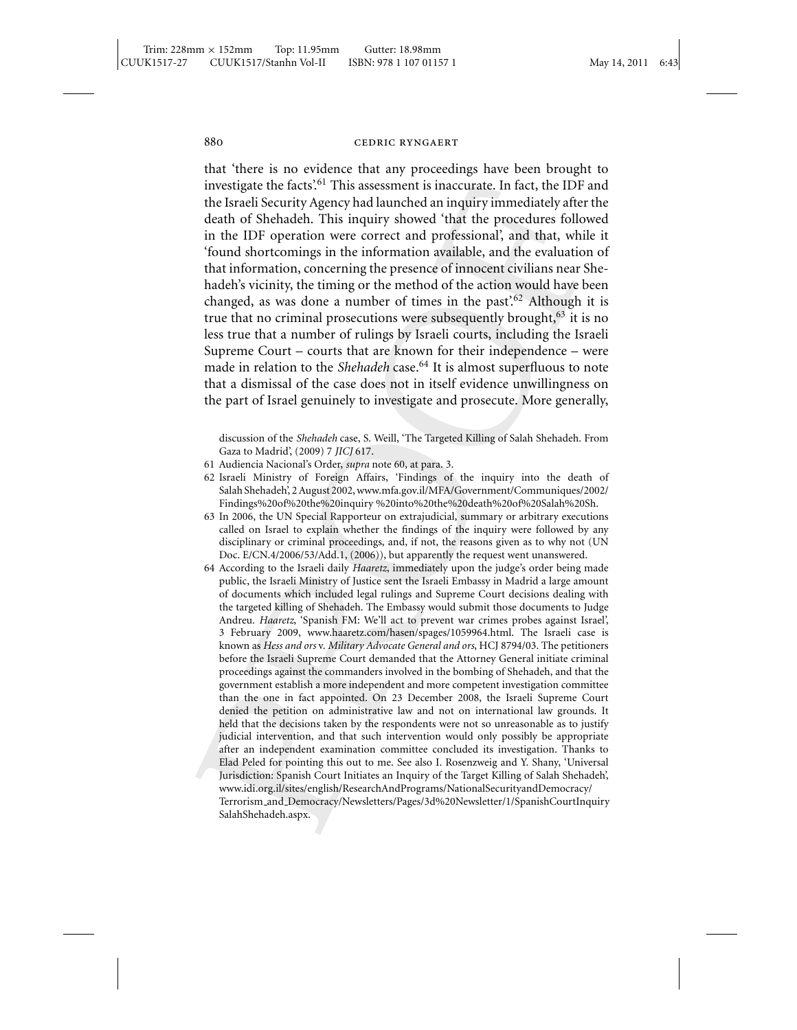that 'there is no evidence that any proceedings have been brought to investigate the facts'.[61] This assessment is inaccurate. In fact, the IDF and the Israeli Security Agency had launched an inquiry immediately after the death of Shehadeh. This inquiry showed 'that the procedures followed in the IDF operation were correct and professional', and that, while it 'found shortcomings in the information available, and the evaluation of that information, concerning the presence of innocent civilians near Shehadeh's vicinity, the timing or the method of the action would have been changed, as was done a number of times in the past'.[62] Although it is true that no criminal prosecutions were subsequently brought,[63] it is no less true that a number of rulings by Israeli courts, including the Israeli Supreme Court – courts that are known for their independence – were made in relation to the *Shehadeh* case.[64] It is almost superfluous to note that a dismissal of the case does not in itself evidence unwillingness on the part of Israel genuinely to investigate and prosecute. More generally,

discussion of the *Shehadeh* case, S. Weill, 'The Targeted Killing of Salah Shehadeh. From Gaza to Madrid', (2009) 7 *JICJ* 617.

61 Audiencia Nacional's Order, *supra* note 60, at para. 3.

62 Israeli Ministry of Foreign Affairs, 'Findings of the inquiry into the death of Salah Shehadeh', 2 August 2002, www.mfa.gov.il/MFA/Government/Communiques/2002/Findings%20of%20the%20inquiry %20into%20the%20death%20of%20Salah%20Sh.

63 In 2006, the UN Special Rapporteur on extrajudicial, summary or arbitrary executions called on Israel to explain whether the findings of the inquiry were followed by any disciplinary or criminal proceedings, and, if not, the reasons given as to why not (UN Doc. E/CN.4/2006/53/Add.1, (2006)), but apparently the request went unanswered.

64 According to the Israeli daily *Haaretz*, immediately upon the judge's order being made public, the Israeli Ministry of Justice sent the Israeli Embassy in Madrid a large amount of documents which included legal rulings and Supreme Court decisions dealing with the targeted killing of Shehadeh. The Embassy would submit those documents to Judge Andreu. *Haaretz*, 'Spanish FM: We'll act to prevent war crimes probes against Israel', 3 February 2009, www.haaretz.com/hasen/spages/1059964.html. The Israeli case is known as *Hess and ors* v. *Military Advocate General and ors*, HCJ 8794/03. The petitioners before the Israeli Supreme Court demanded that the Attorney General initiate criminal proceedings against the commanders involved in the bombing of Shehadeh, and that the government establish a more independent and more competent investigation committee than the one in fact appointed. On 23 December 2008, the Israeli Supreme Court denied the petition on administrative law and not on international law grounds. It held that the decisions taken by the respondents were not so unreasonable as to justify judicial intervention, and that such intervention would only possibly be appropriate after an independent examination committee concluded its investigation. Thanks to Elad Peled for pointing this out to me. See also I. Rosenzweig and Y. Shany, 'Universal Jurisdiction: Spanish Court Initiates an Inquiry of the Target Killing of Salah Shehadeh', www.idi.org.il/sites/english/ResearchAndPrograms/NationalSecurityandDemocracy/Terrorism_and_Democracy/Newsletters/Pages/3d%20Newsletter/1/SpanishCourtInquirySalahShehadeh.aspx.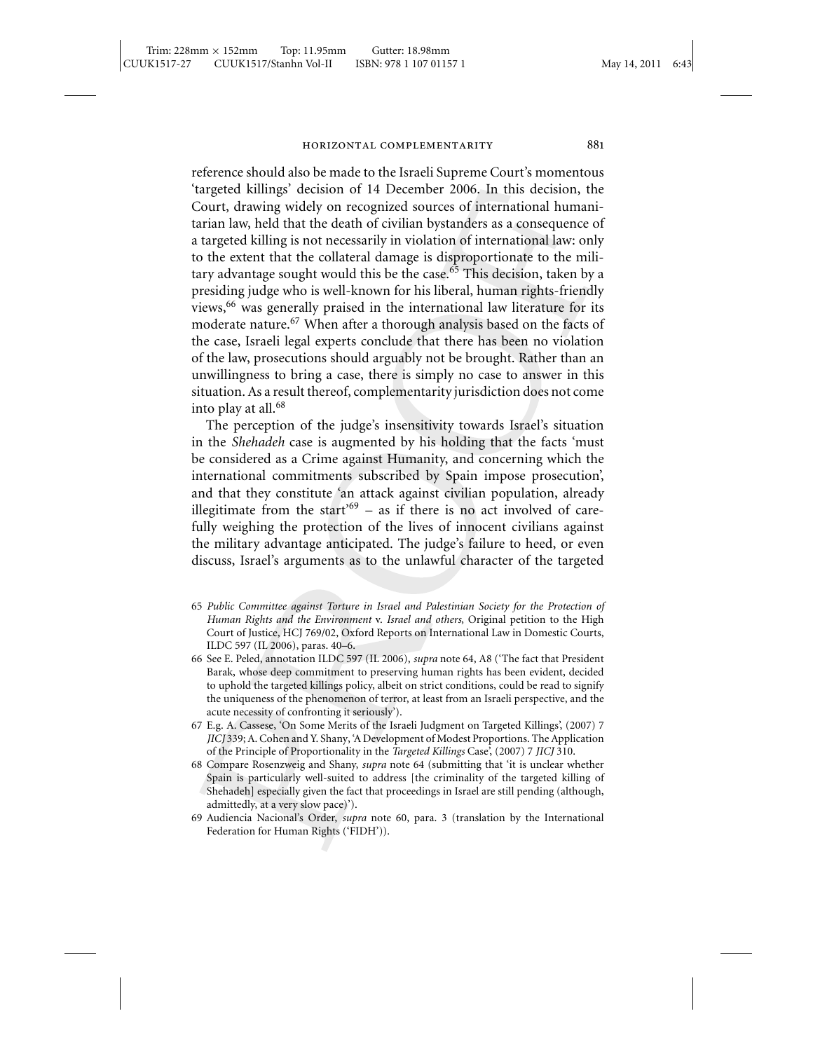reference should also be made to the Israeli Supreme Court's momentous 'targeted killings' decision of 14 December 2006. In this decision, the Court, drawing widely on recognized sources of international humanitarian law, held that the death of civilian bystanders as a consequence of a targeted killing is not necessarily in violation of international law: only to the extent that the collateral damage is disproportionate to the military advantage sought would this be the case.[65] This decision, taken by a presiding judge who is well-known for his liberal, human rights-friendly views,[66] was generally praised in the international law literature for its moderate nature.[67] When after a thorough analysis based on the facts of the case, Israeli legal experts conclude that there has been no violation of the law, prosecutions should arguably not be brought. Rather than an unwillingness to bring a case, there is simply no case to answer in this situation. As a result thereof, complementarity jurisdiction does not come into play at all.[68]

The perception of the judge's insensitivity towards Israel's situation in the *Shehadeh* case is augmented by his holding that the facts 'must be considered as a Crime against Humanity, and concerning which the international commitments subscribed by Spain impose prosecution', and that they constitute 'an attack against civilian population, already illegitimate from the start'[69] – as if there is no act involved of carefully weighing the protection of the lives of innocent civilians against the military advantage anticipated. The judge's failure to heed, or even discuss, Israel's arguments as to the unlawful character of the targeted

65 *Public Committee against Torture in Israel and Palestinian Society for the Protection of Human Rights and the Environment* v. *Israel and others*, Original petition to the High Court of Justice, HCJ 769/02, Oxford Reports on International Law in Domestic Courts, ILDC 597 (IL 2006), paras. 40–6.

66 See E. Peled, annotation ILDC 597 (IL 2006), *supra* note 64, A8 ('The fact that President Barak, whose deep commitment to preserving human rights has been evident, decided to uphold the targeted killings policy, albeit on strict conditions, could be read to signify the uniqueness of the phenomenon of terror, at least from an Israeli perspective, and the acute necessity of confronting it seriously').

67 E.g. A. Cassese, 'On Some Merits of the Israeli Judgment on Targeted Killings', (2007) 7 *JICJ* 339; A. Cohen and Y. Shany, 'A Development of Modest Proportions. The Application of the Principle of Proportionality in the *Targeted Killings* Case', (2007) 7 *JICJ* 310.

68 Compare Rosenzweig and Shany, *supra* note 64 (submitting that 'it is unclear whether Spain is particularly well-suited to address [the criminality of the targeted killing of Shehadeh] especially given the fact that proceedings in Israel are still pending (although, admittedly, at a very slow pace)').

69 Audiencia Nacional's Order, *supra* note 60, para. 3 (translation by the International Federation for Human Rights ('FIDH')).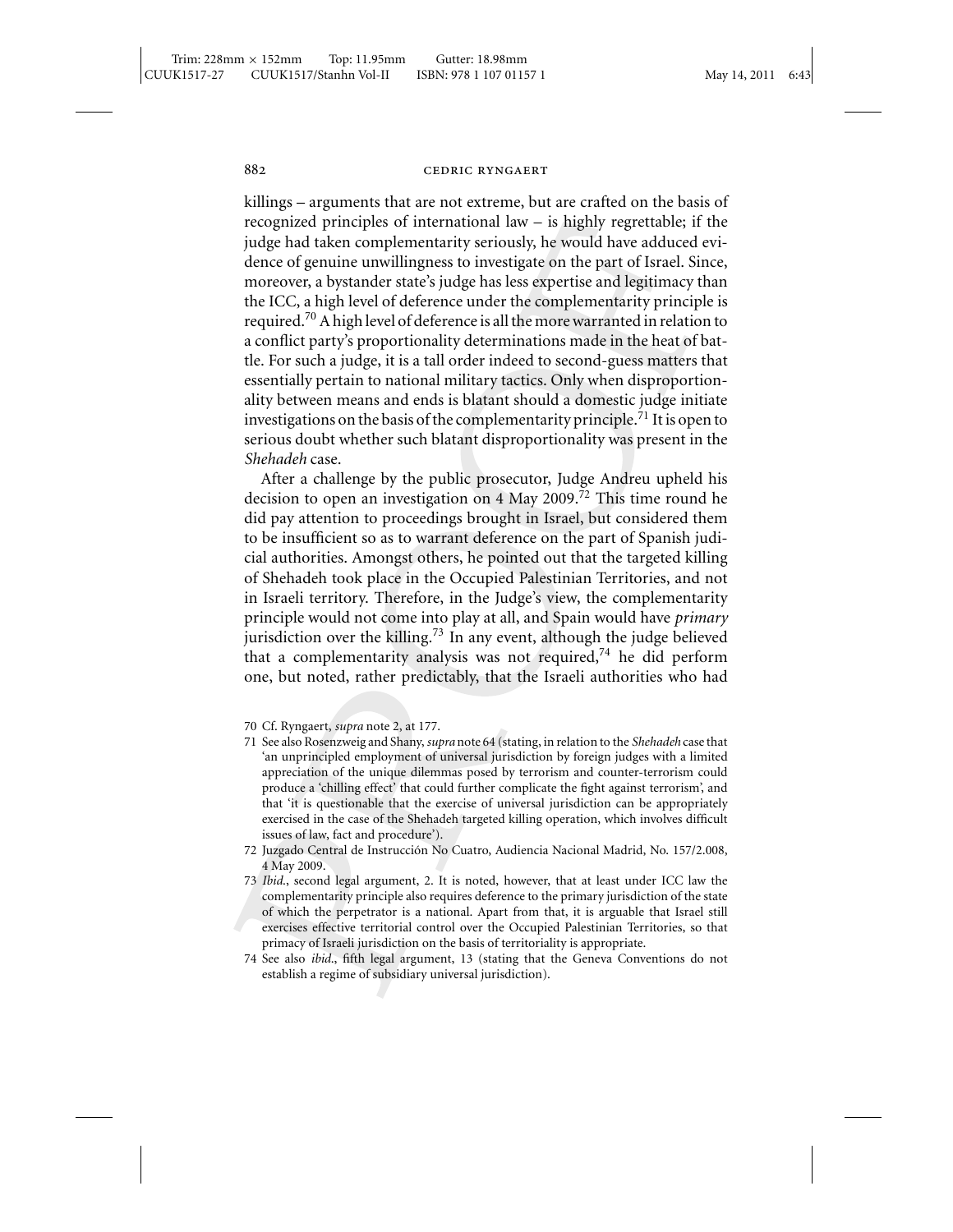killings – arguments that are not extreme, but are crafted on the basis of recognized principles of international law – is highly regrettable; if the judge had taken complementarity seriously, he would have adduced evidence of genuine unwillingness to investigate on the part of Israel. Since, moreover, a bystander state's judge has less expertise and legitimacy than the ICC, a high level of deference under the complementarity principle is required.[70] A high level of deference is all the more warranted in relation to a conflict party's proportionality determinations made in the heat of battle. For such a judge, it is a tall order indeed to second-guess matters that essentially pertain to national military tactics. Only when disproportionality between means and ends is blatant should a domestic judge initiate investigations on the basis of the complementarity principle.[71] It is open to serious doubt whether such blatant disproportionality was present in the *Shehadeh* case.

After a challenge by the public prosecutor, Judge Andreu upheld his decision to open an investigation on 4 May 2009.[72] This time round he did pay attention to proceedings brought in Israel, but considered them to be insufficient so as to warrant deference on the part of Spanish judicial authorities. Amongst others, he pointed out that the targeted killing of Shehadeh took place in the Occupied Palestinian Territories, and not in Israeli territory. Therefore, in the Judge's view, the complementarity principle would not come into play at all, and Spain would have *primary* jurisdiction over the killing.[73] In any event, although the judge believed that a complementarity analysis was not required,[74] he did perform one, but noted, rather predictably, that the Israeli authorities who had

70 Cf. Ryngaert, *supra* note 2, at 177.

71 See also Rosenzweig and Shany, *supra* note 64 (stating, in relation to the *Shehadeh* case that 'an unprincipled employment of universal jurisdiction by foreign judges with a limited appreciation of the unique dilemmas posed by terrorism and counter-terrorism could produce a 'chilling effect' that could further complicate the fight against terrorism', and that 'it is questionable that the exercise of universal jurisdiction can be appropriately exercised in the case of the Shehadeh targeted killing operation, which involves difficult issues of law, fact and procedure').

72 Juzgado Central de Instrucción No Cuatro, Audiencia Nacional Madrid, No. 157/2.008, 4 May 2009.

73 *Ibid*., second legal argument, 2. It is noted, however, that at least under ICC law the complementarity principle also requires deference to the primary jurisdiction of the state of which the perpetrator is a national. Apart from that, it is arguable that Israel still exercises effective territorial control over the Occupied Palestinian Territories, so that primacy of Israeli jurisdiction on the basis of territoriality is appropriate.

74 See also *ibid*., fifth legal argument, 13 (stating that the Geneva Conventions do not establish a regime of subsidiary universal jurisdiction).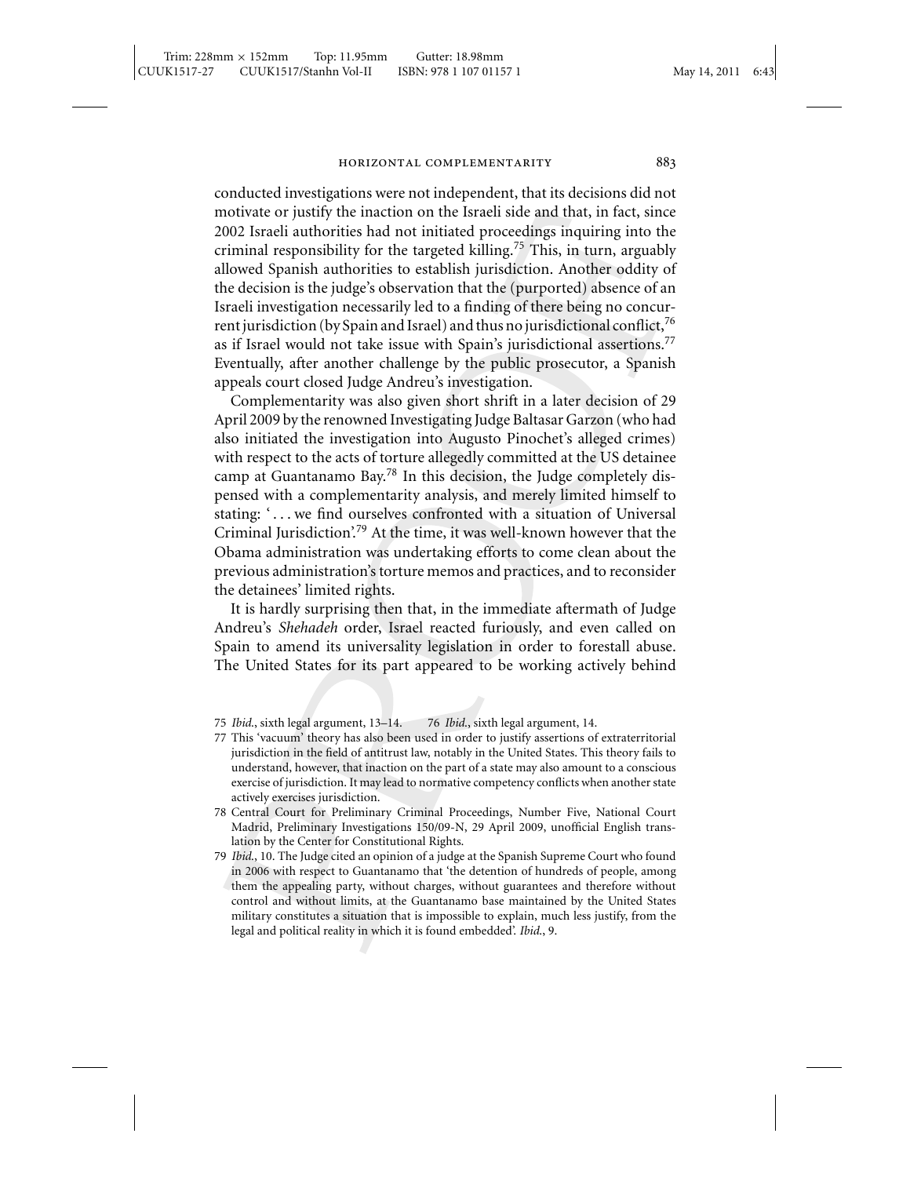conducted investigations were not independent, that its decisions did not motivate or justify the inaction on the Israeli side and that, in fact, since 2002 Israeli authorities had not initiated proceedings inquiring into the criminal responsibility for the targeted killing.[75] This, in turn, arguably allowed Spanish authorities to establish jurisdiction. Another oddity of the decision is the judge's observation that the (purported) absence of an Israeli investigation necessarily led to a finding of there being no concurrent jurisdiction (by Spain and Israel) and thus no jurisdictional conflict,[76] as if Israel would not take issue with Spain's jurisdictional assertions.[77] Eventually, after another challenge by the public prosecutor, a Spanish appeals court closed Judge Andreu's investigation.

Complementarity was also given short shrift in a later decision of 29 April 2009 by the renowned Investigating Judge Baltasar Garzon (who had also initiated the investigation into Augusto Pinochet's alleged crimes) with respect to the acts of torture allegedly committed at the US detainee camp at Guantanamo Bay.[78] In this decision, the Judge completely dispensed with a complementarity analysis, and merely limited himself to stating: '. . . we find ourselves confronted with a situation of Universal Criminal Jurisdiction'.[79] At the time, it was well-known however that the Obama administration was undertaking efforts to come clean about the previous administration's torture memos and practices, and to reconsider the detainees' limited rights.

It is hardly surprising then that, in the immediate aftermath of Judge Andreu's *Shehadeh* order, Israel reacted furiously, and even called on Spain to amend its universality legislation in order to forestall abuse. The United States for its part appeared to be working actively behind

---

75 *Ibid.*, sixth legal argument, 13–14. 76 *Ibid.*, sixth legal argument, 14.

77 This 'vacuum' theory has also been used in order to justify assertions of extraterritorial jurisdiction in the field of antitrust law, notably in the United States. This theory fails to understand, however, that inaction on the part of a state may also amount to a conscious exercise of jurisdiction. It may lead to normative competency conflicts when another state actively exercises jurisdiction.

78 Central Court for Preliminary Criminal Proceedings, Number Five, National Court Madrid, Preliminary Investigations 150/09-N, 29 April 2009, unofficial English translation by the Center for Constitutional Rights.

79 *Ibid.*, 10. The Judge cited an opinion of a judge at the Spanish Supreme Court who found in 2006 with respect to Guantanamo that 'the detention of hundreds of people, among them the appealing party, without charges, without guarantees and therefore without control and without limits, at the Guantanamo base maintained by the United States military constitutes a situation that is impossible to explain, much less justify, from the legal and political reality in which it is found embedded'. *Ibid.*, 9.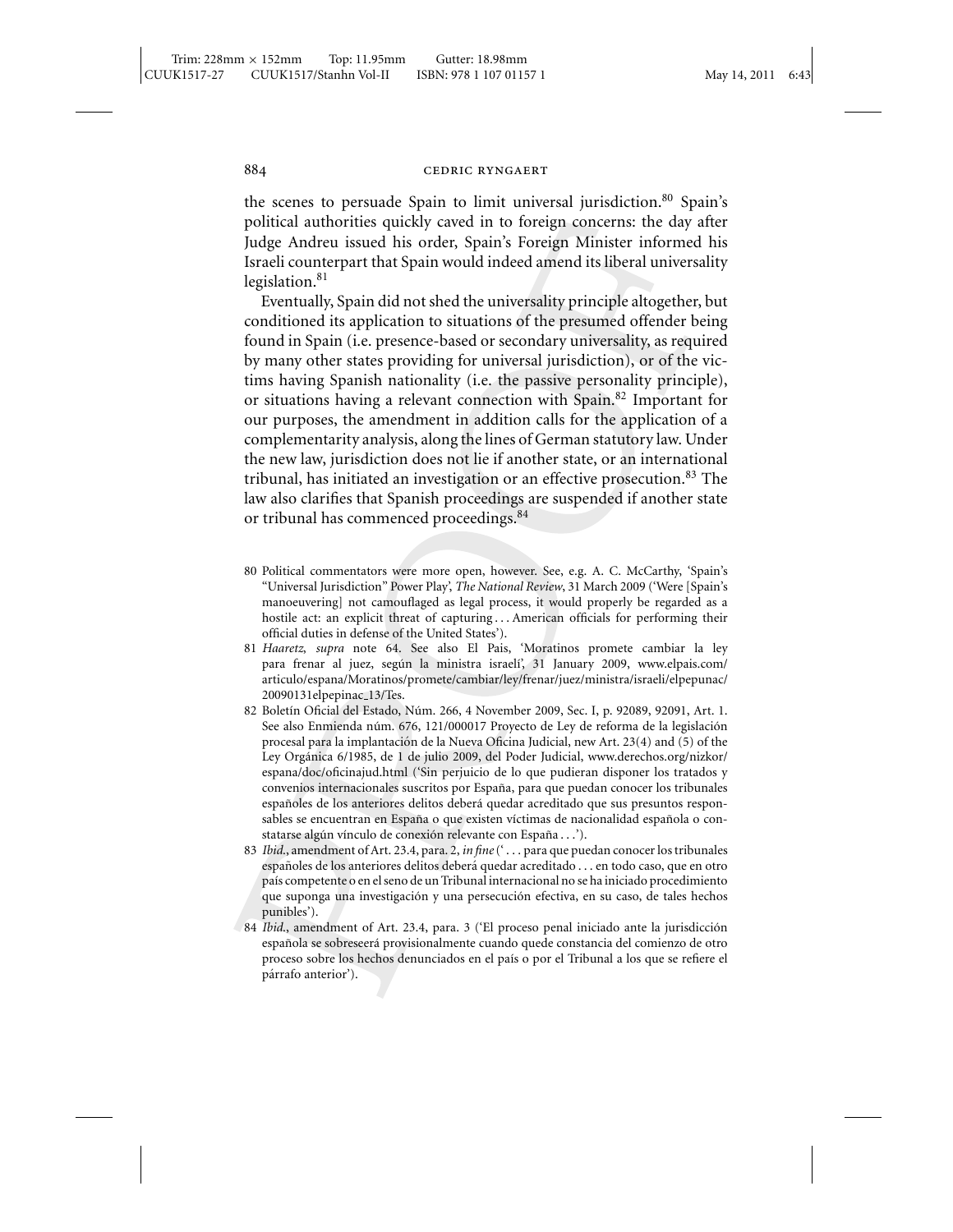the scenes to persuade Spain to limit universal jurisdiction.[80] Spain's political authorities quickly caved in to foreign concerns: the day after Judge Andreu issued his order, Spain's Foreign Minister informed his Israeli counterpart that Spain would indeed amend its liberal universality legislation.[81]

Eventually, Spain did not shed the universality principle altogether, but conditioned its application to situations of the presumed offender being found in Spain (i.e. presence-based or secondary universality, as required by many other states providing for universal jurisdiction), or of the victims having Spanish nationality (i.e. the passive personality principle), or situations having a relevant connection with Spain.[82] Important for our purposes, the amendment in addition calls for the application of a complementarity analysis, along the lines of German statutory law. Under the new law, jurisdiction does not lie if another state, or an international tribunal, has initiated an investigation or an effective prosecution.[83] The law also clarifies that Spanish proceedings are suspended if another state or tribunal has commenced proceedings.[84]

80 Political commentators were more open, however. See, e.g. A. C. McCarthy, 'Spain's "Universal Jurisdiction" Power Play', *The National Review*, 31 March 2009 ('Were [Spain's manoeuvering] not camouflaged as legal process, it would properly be regarded as a hostile act: an explicit threat of capturing ... American officials for performing their official duties in defense of the United States').

81 *Haaretz, supra* note 64. See also El Pais, 'Moratinos promete cambiar la ley para frenar al juez, según la ministra israelí', 31 January 2009, www.elpais.com/articulo/espana/Moratinos/promete/cambiar/ley/frenar/juez/ministra/israeli/elpepunac/20090131elpepinac_13/Tes.

82 Boletín Oficial del Estado, Núm. 266, 4 November 2009, Sec. I, p. 92089, 92091, Art. 1. See also Enmienda núm. 676, 121/000017 Proyecto de Ley de reforma de la legislación procesal para la implantación de la Nueva Oficina Judicial, new Art. 23(4) and (5) of the Ley Orgánica 6/1985, de 1 de julio 2009, del Poder Judicial, www.derechos.org/nizkor/espana/doc/oficinajud.html ('Sin perjuicio de lo que pudieran disponer los tratados y convenios internacionales suscritos por España, para que puedan conocer los tribunales españoles de los anteriores delitos deberá quedar acreditado que sus presuntos responsables se encuentran en España o que existen víctimas de nacionalidad española o constatarse algún vínculo de conexión relevante con España ...').

83 *Ibid.*, amendment of Art. 23.4, para. 2, *in fine* ('... para que puedan conocer los tribunales españoles de los anteriores delitos deberá quedar acreditado ... en todo caso, que en otro país competente o en el seno de un Tribunal internacional no se ha iniciado procedimiento que suponga una investigación y una persecución efectiva, en su caso, de tales hechos punibles').

84 *Ibid.*, amendment of Art. 23.4, para. 3 ('El proceso penal iniciado ante la jurisdicción española se sobreseerá provisionalmente cuando quede constancia del comienzo de otro proceso sobre los hechos denunciados en el país o por el Tribunal a los que se refiere el párrafo anterior').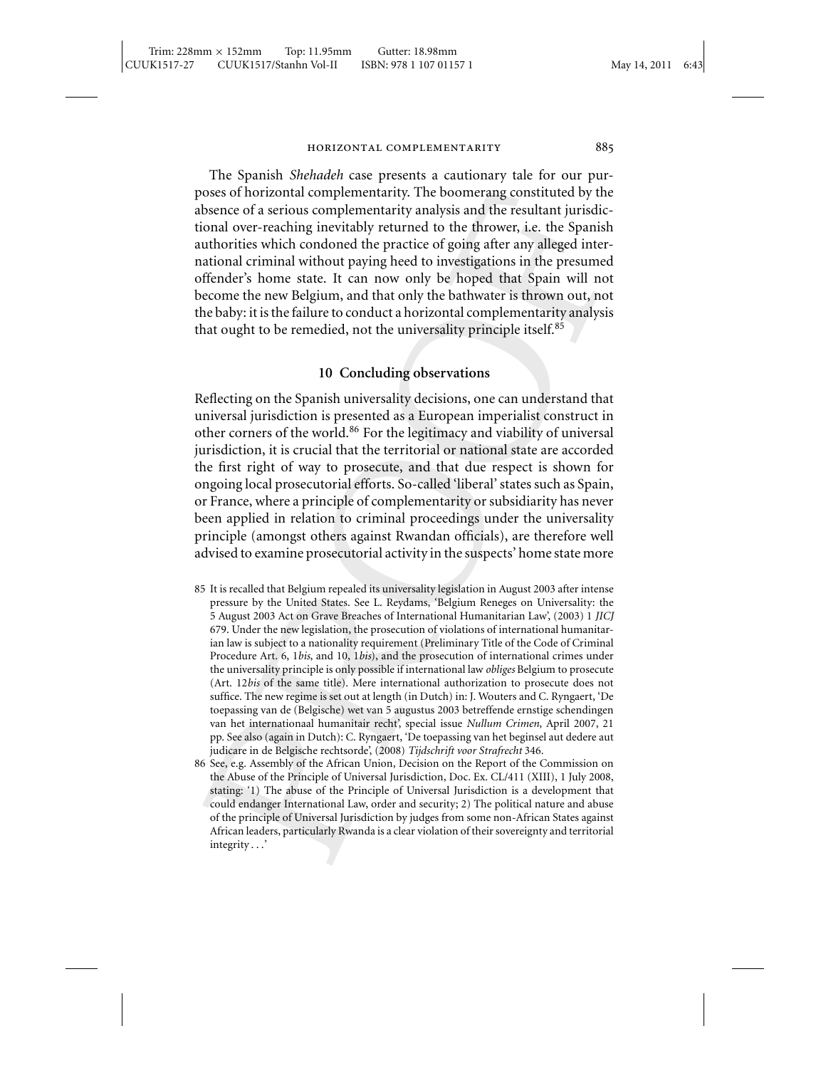The Spanish *Shehadeh* case presents a cautionary tale for our purposes of horizontal complementarity. The boomerang constituted by the absence of a serious complementarity analysis and the resultant jurisdictional over-reaching inevitably returned to the thrower, i.e. the Spanish authorities which condoned the practice of going after any alleged international criminal without paying heed to investigations in the presumed offender's home state. It can now only be hoped that Spain will not become the new Belgium, and that only the bathwater is thrown out, not the baby: it is the failure to conduct a horizontal complementarity analysis that ought to be remedied, not the universality principle itself.[85]

## 10 Concluding observations

Reflecting on the Spanish universality decisions, one can understand that universal jurisdiction is presented as a European imperialist construct in other corners of the world.[86] For the legitimacy and viability of universal jurisdiction, it is crucial that the territorial or national state are accorded the first right of way to prosecute, and that due respect is shown for ongoing local prosecutorial efforts. So-called 'liberal' states such as Spain, or France, where a principle of complementarity or subsidiarity has never been applied in relation to criminal proceedings under the universality principle (amongst others against Rwandan officials), are therefore well advised to examine prosecutorial activity in the suspects' home state more

85 It is recalled that Belgium repealed its universality legislation in August 2003 after intense pressure by the United States. See L. Reydams, 'Belgium Reneges on Universality: the 5 August 2003 Act on Grave Breaches of International Humanitarian Law', (2003) 1 *JICJ* 679. Under the new legislation, the prosecution of violations of international humanitarian law is subject to a nationality requirement (Preliminary Title of the Code of Criminal Procedure Art. 6, 1*bis*, and 10, 1*bis*), and the prosecution of international crimes under the universality principle is only possible if international law *obliges* Belgium to prosecute (Art. 12*bis* of the same title). Mere international authorization to prosecute does not suffice. The new regime is set out at length (in Dutch) in: J. Wouters and C. Ryngaert, 'De toepassing van de (Belgische) wet van 5 augustus 2003 betreffende ernstige schendingen van het internationaal humanitair recht', special issue *Nullum Crimen*, April 2007, 21 pp. See also (again in Dutch): C. Ryngaert, 'De toepassing van het beginsel aut dedere aut judicare in de Belgische rechtsorde', (2008) *Tijdschrift voor Strafrecht* 346.

86 See, e.g. Assembly of the African Union, Decision on the Report of the Commission on the Abuse of the Principle of Universal Jurisdiction, Doc. Ex. CL/411 (XIII), 1 July 2008, stating: '1) The abuse of the Principle of Universal Jurisdiction is a development that could endanger International Law, order and security; 2) The political nature and abuse of the principle of Universal Jurisdiction by judges from some non-African States against African leaders, particularly Rwanda is a clear violation of their sovereignty and territorial integrity . . .'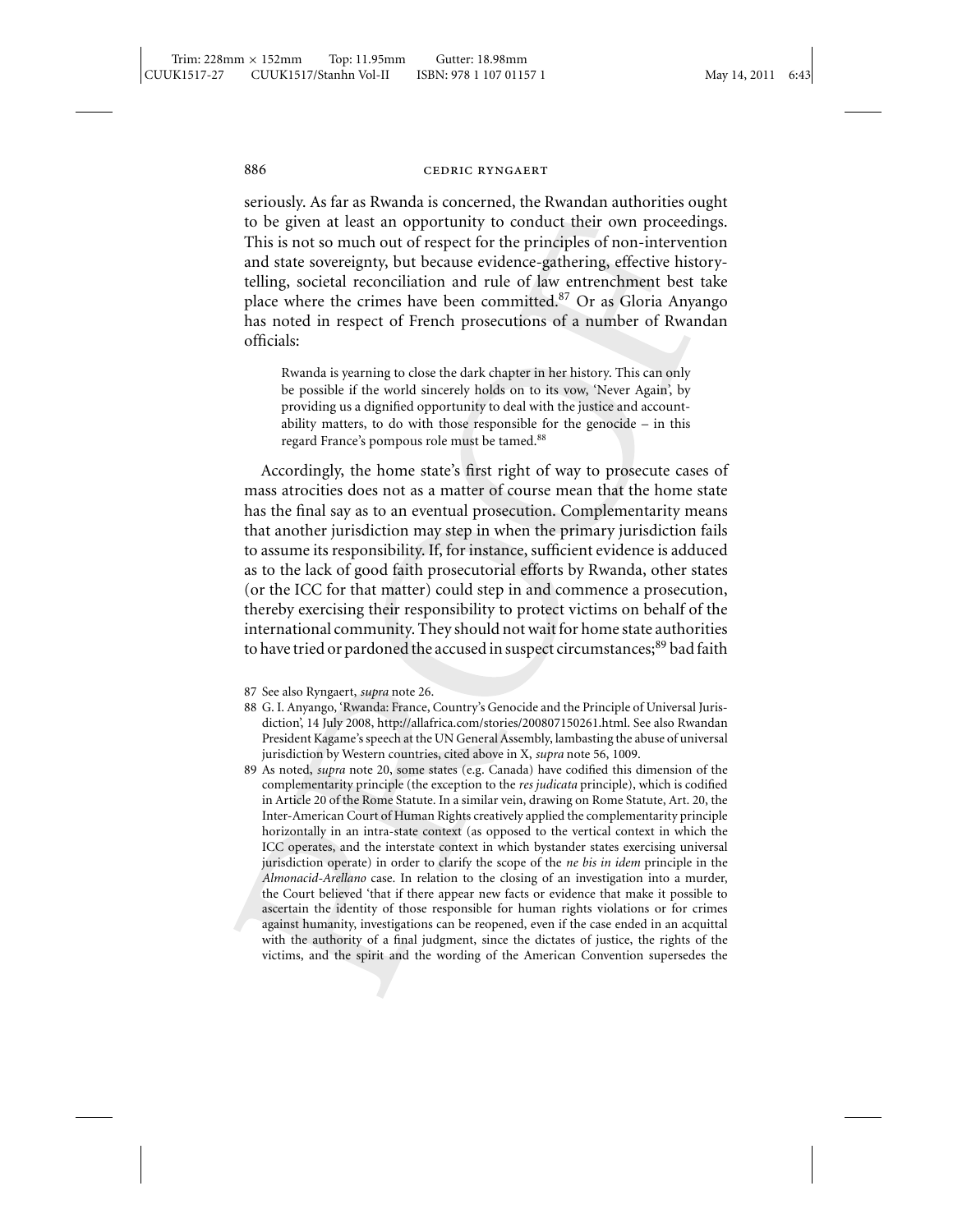seriously. As far as Rwanda is concerned, the Rwandan authorities ought to be given at least an opportunity to conduct their own proceedings. This is not so much out of respect for the principles of non-intervention and state sovereignty, but because evidence-gathering, effective history-telling, societal reconciliation and rule of law entrenchment best take place where the crimes have been committed.[87] Or as Gloria Anyango has noted in respect of French prosecutions of a number of Rwandan officials:

> Rwanda is yearning to close the dark chapter in her history. This can only be possible if the world sincerely holds on to its vow, 'Never Again', by providing us a dignified opportunity to deal with the justice and accountability matters, to do with those responsible for the genocide – in this regard France's pompous role must be tamed.[88]

Accordingly, the home state's first right of way to prosecute cases of mass atrocities does not as a matter of course mean that the home state has the final say as to an eventual prosecution. Complementarity means that another jurisdiction may step in when the primary jurisdiction fails to assume its responsibility. If, for instance, sufficient evidence is adduced as to the lack of good faith prosecutorial efforts by Rwanda, other states (or the ICC for that matter) could step in and commence a prosecution, thereby exercising their responsibility to protect victims on behalf of the international community. They should not wait for home state authorities to have tried or pardoned the accused in suspect circumstances;[89] bad faith

87 See also Ryngaert, *supra* note 26.

88 G. I. Anyango, 'Rwanda: France, Country's Genocide and the Principle of Universal Jurisdiction', 14 July 2008, http://allafrica.com/stories/200807150261.html. See also Rwandan President Kagame's speech at the UN General Assembly, lambasting the abuse of universal jurisdiction by Western countries, cited above in X, *supra* note 56, 1009.

89 As noted, *supra* note 20, some states (e.g. Canada) have codified this dimension of the complementarity principle (the exception to the *res judicata* principle), which is codified in Article 20 of the Rome Statute. In a similar vein, drawing on Rome Statute, Art. 20, the Inter-American Court of Human Rights creatively applied the complementarity principle horizontally in an intra-state context (as opposed to the vertical context in which the ICC operates, and the interstate context in which bystander states exercising universal jurisdiction operate) in order to clarify the scope of the *ne bis in idem* principle in the *Almonacid-Arellano* case. In relation to the closing of an investigation into a murder, the Court believed 'that if there appear new facts or evidence that make it possible to ascertain the identity of those responsible for human rights violations or for crimes against humanity, investigations can be reopened, even if the case ended in an acquittal with the authority of a final judgment, since the dictates of justice, the rights of the victims, and the spirit and the wording of the American Convention supersedes the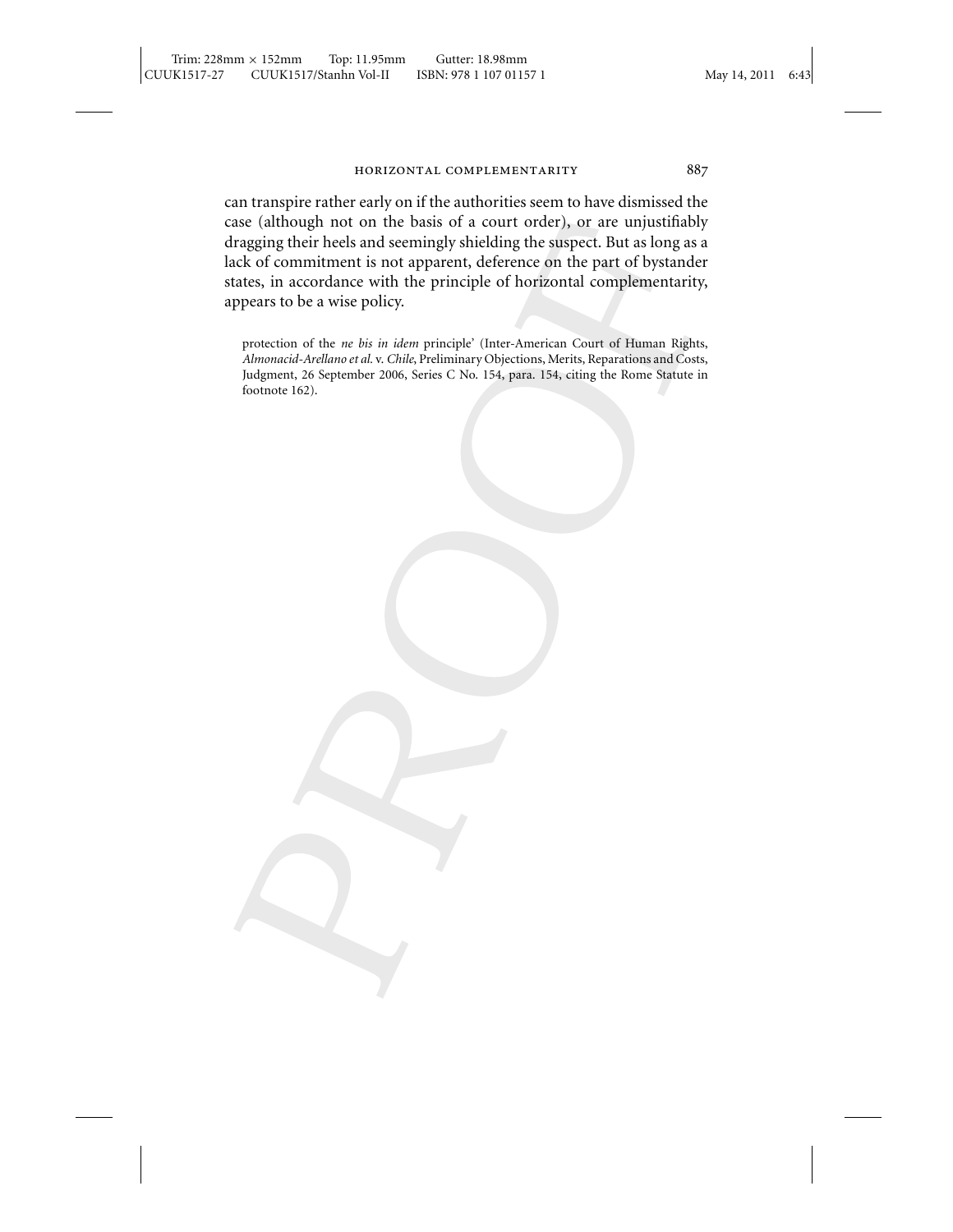can transpire rather early on if the authorities seem to have dismissed the case (although not on the basis of a court order), or are unjustifiably dragging their heels and seemingly shielding the suspect. But as long as a lack of commitment is not apparent, deference on the part of bystander states, in accordance with the principle of horizontal complementarity, appears to be a wise policy.

protection of the *ne bis in idem* principle' (Inter-American Court of Human Rights, *Almonacid-Arellano et al.* v. *Chile*, Preliminary Objections, Merits, Reparations and Costs, Judgment, 26 September 2006, Series C No. 154, para. 154, citing the Rome Statute in footnote 162).